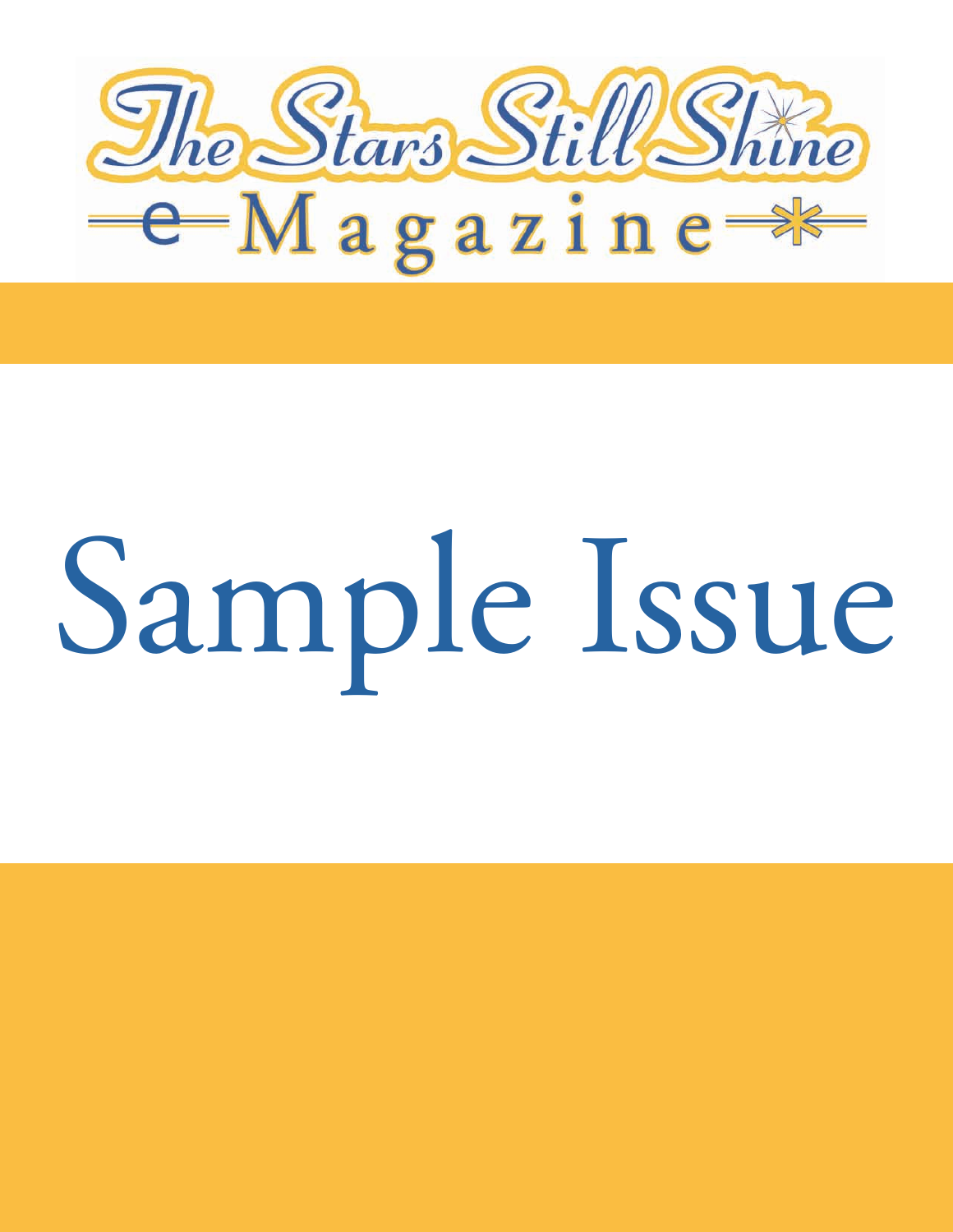# The Stars Still Shine

## e Magazine

# Sample Issue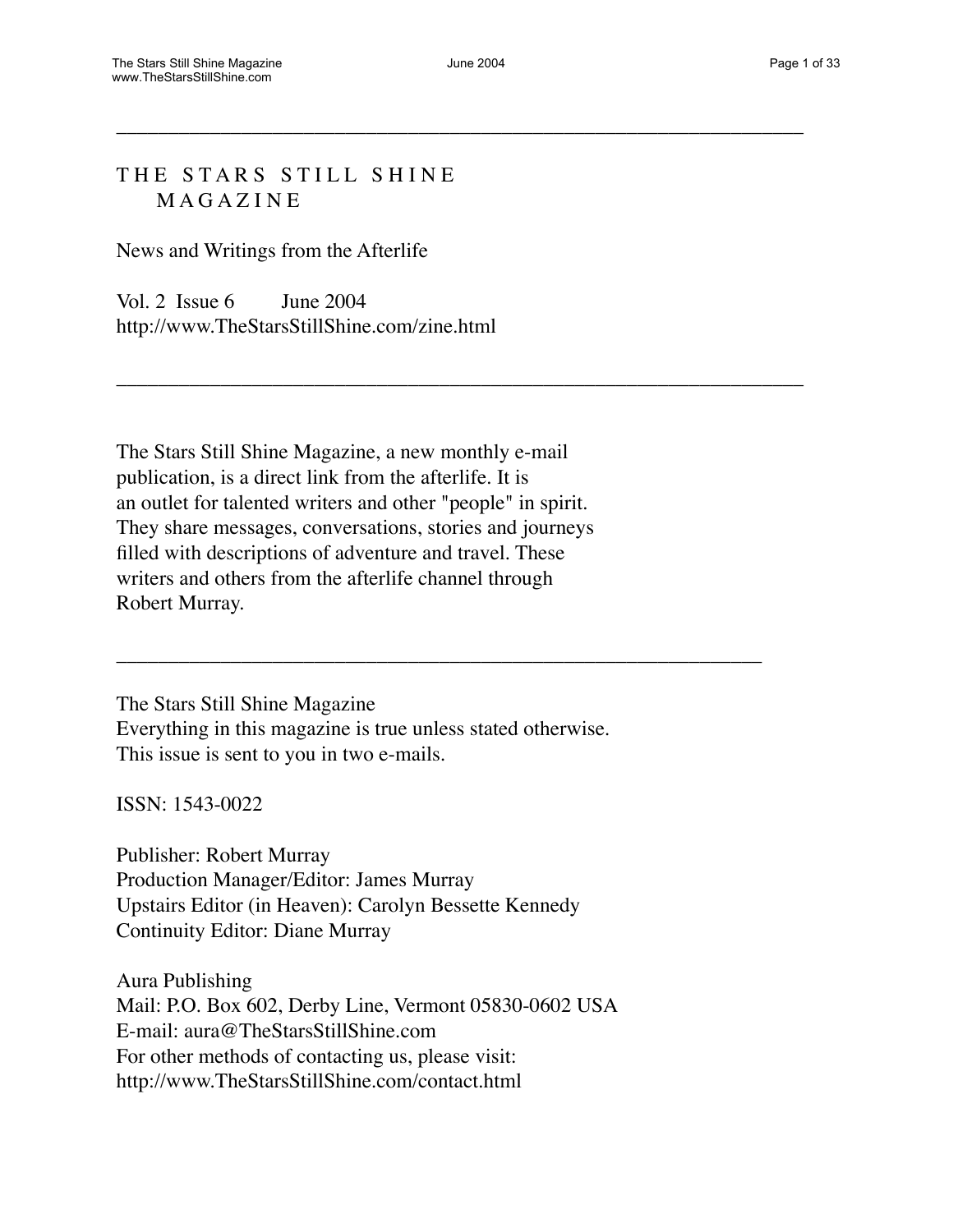---

# THE STARS STILL SHINE MAGAZINE

News and Writings from the Afterlife

Vol. 2 Issue 6 June 2004
http://www.TheStarsStillShine.com/zine.html

---

The Stars Still Shine Magazine, a new monthly e-mail publication, is a direct link from the afterlife. It is an outlet for talented writers and other "people" in spirit. They share messages, conversations, stories and journeys filled with descriptions of adventure and travel. These writers and others from the afterlife channel through Robert Murray.

---

The Stars Still Shine Magazine
Everything in this magazine is true unless stated otherwise.
This issue is sent to you in two e-mails.

ISSN: 1543-0022

Publisher: Robert Murray
Production Manager/Editor: James Murray
Upstairs Editor (in Heaven): Carolyn Bessette Kennedy
Continuity Editor: Diane Murray

Aura Publishing
Mail: P.O. Box 602, Derby Line, Vermont 05830-0602 USA
E-mail: aura@TheStarsStillShine.com
For other methods of contacting us, please visit:
http://www.TheStarsStillShine.com/contact.html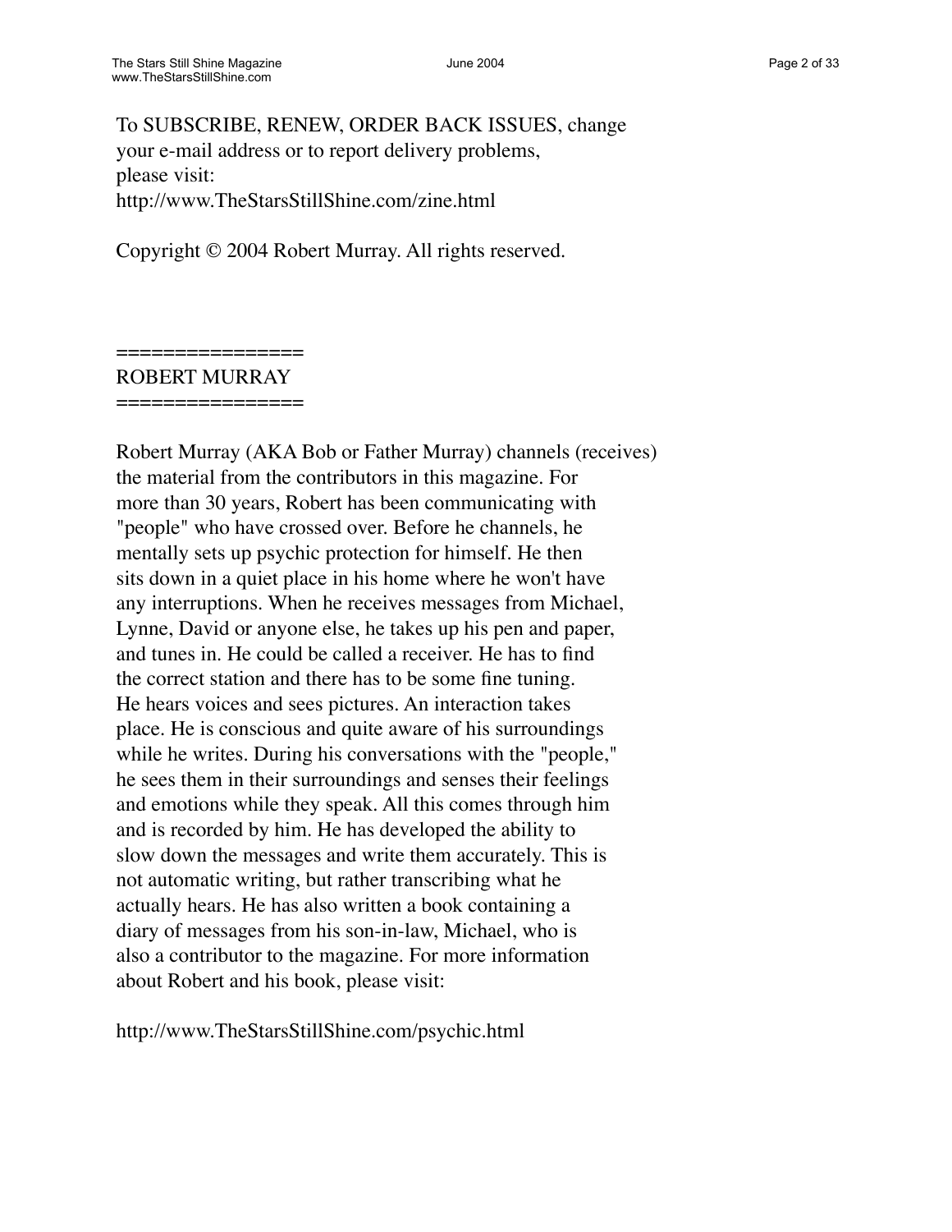To SUBSCRIBE, RENEW, ORDER BACK ISSUES, change your e-mail address or to report delivery problems, please visit:
http://www.TheStarsStillShine.com/zine.html

Copyright © 2004 Robert Murray. All rights reserved.

## ROBERT MURRAY

Robert Murray (AKA Bob or Father Murray) channels (receives) the material from the contributors in this magazine. For more than 30 years, Robert has been communicating with "people" who have crossed over. Before he channels, he mentally sets up psychic protection for himself. He then sits down in a quiet place in his home where he won't have any interruptions. When he receives messages from Michael, Lynne, David or anyone else, he takes up his pen and paper, and tunes in. He could be called a receiver. He has to find the correct station and there has to be some fine tuning. He hears voices and sees pictures. An interaction takes place. He is conscious and quite aware of his surroundings while he writes. During his conversations with the "people," he sees them in their surroundings and senses their feelings and emotions while they speak. All this comes through him and is recorded by him. He has developed the ability to slow down the messages and write them accurately. This is not automatic writing, but rather transcribing what he actually hears. He has also written a book containing a diary of messages from his son-in-law, Michael, who is also a contributor to the magazine. For more information about Robert and his book, please visit:

http://www.TheStarsStillShine.com/psychic.html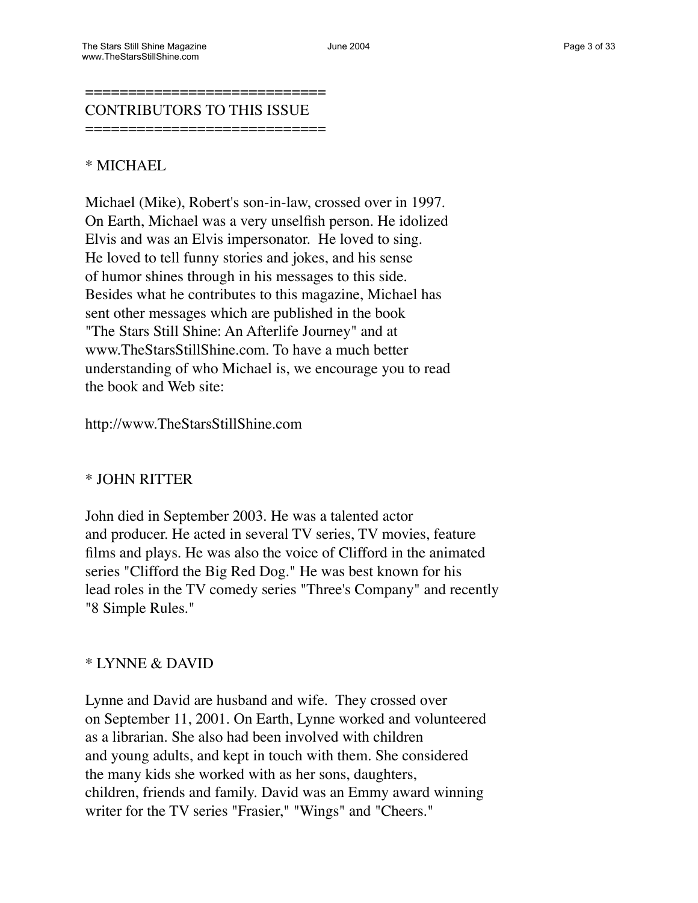## CONTRIBUTORS TO THIS ISSUE

* MICHAEL

Michael (Mike), Robert's son-in-law, crossed over in 1997. On Earth, Michael was a very unselfish person. He idolized Elvis and was an Elvis impersonator. He loved to sing. He loved to tell funny stories and jokes, and his sense of humor shines through in his messages to this side. Besides what he contributes to this magazine, Michael has sent other messages which are published in the book "The Stars Still Shine: An Afterlife Journey" and at www.TheStarsStillShine.com. To have a much better understanding of who Michael is, we encourage you to read the book and Web site:

http://www.TheStarsStillShine.com

* JOHN RITTER

John died in September 2003. He was a talented actor and producer. He acted in several TV series, TV movies, feature films and plays. He was also the voice of Clifford in the animated series "Clifford the Big Red Dog." He was best known for his lead roles in the TV comedy series "Three's Company" and recently "8 Simple Rules."

* LYNNE & DAVID

Lynne and David are husband and wife. They crossed over on September 11, 2001. On Earth, Lynne worked and volunteered as a librarian. She also had been involved with children and young adults, and kept in touch with them. She considered the many kids she worked with as her sons, daughters, children, friends and family. David was an Emmy award winning writer for the TV series "Frasier," "Wings" and "Cheers."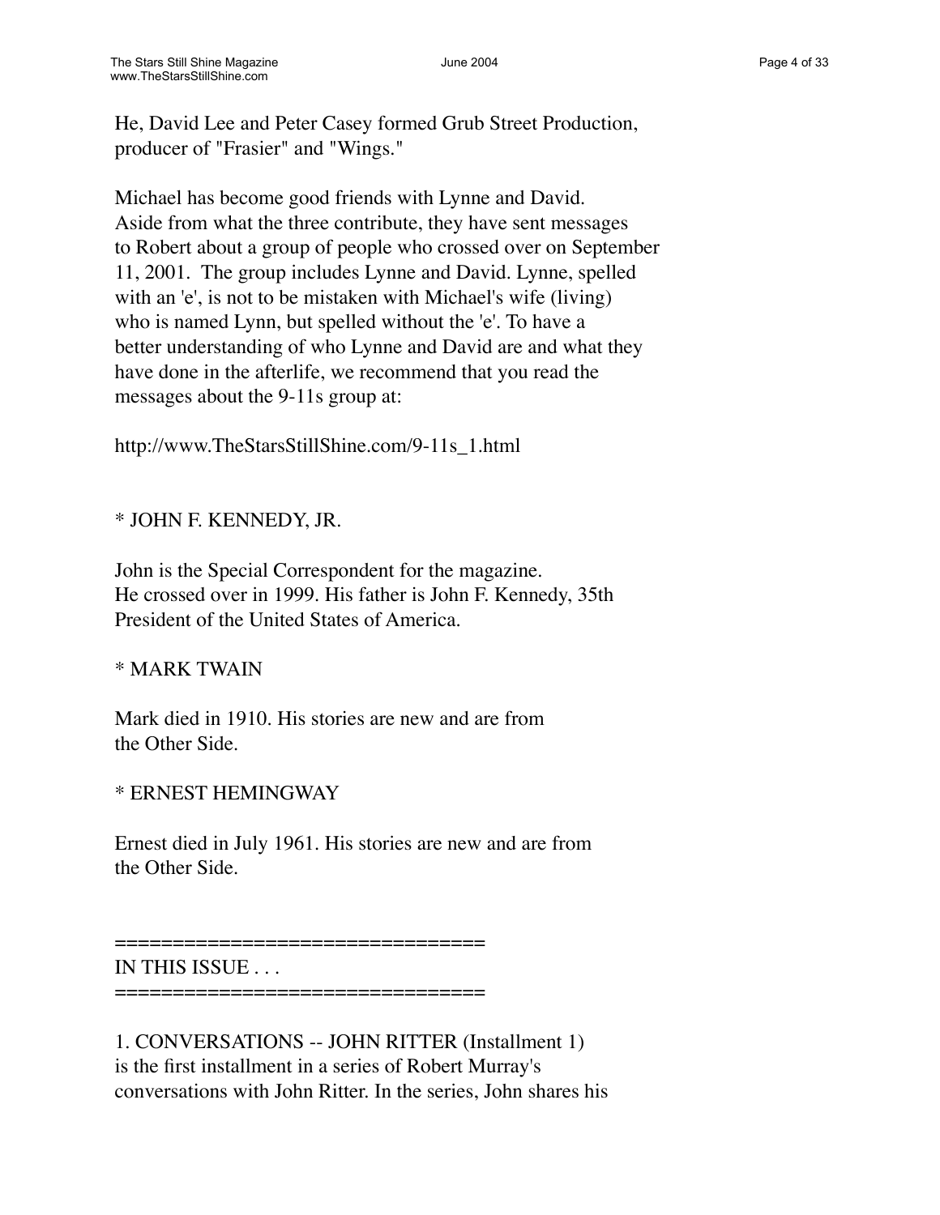He, David Lee and Peter Casey formed Grub Street Production, producer of "Frasier" and "Wings."

Michael has become good friends with Lynne and David. Aside from what the three contribute, they have sent messages to Robert about a group of people who crossed over on September 11, 2001. The group includes Lynne and David. Lynne, spelled with an 'e', is not to be mistaken with Michael's wife (living) who is named Lynn, but spelled without the 'e'. To have a better understanding of who Lynne and David are and what they have done in the afterlife, we recommend that you read the messages about the 9-11s group at:

http://www.TheStarsStillShine.com/9-11s_1.html

* JOHN F. KENNEDY, JR.

John is the Special Correspondent for the magazine. He crossed over in 1999. His father is John F. Kennedy, 35th President of the United States of America.

* MARK TWAIN

Mark died in 1910. His stories are new and are from the Other Side.

* ERNEST HEMINGWAY

Ernest died in July 1961. His stories are new and are from the Other Side.

===============================
IN THIS ISSUE . . .
===============================

1. CONVERSATIONS -- JOHN RITTER (Installment 1) is the first installment in a series of Robert Murray's conversations with John Ritter. In the series, John shares his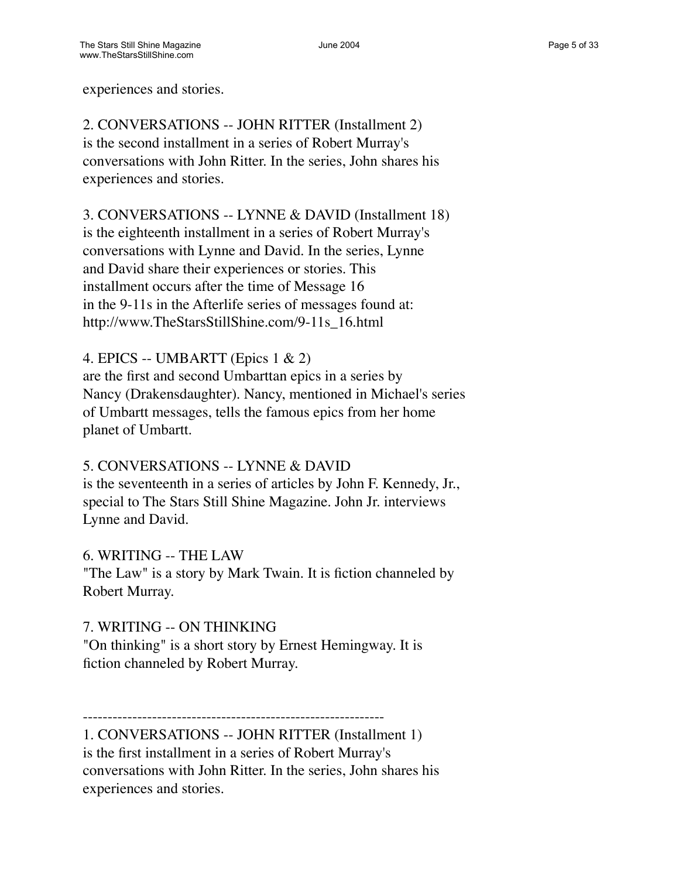experiences and stories.

2. CONVERSATIONS -- JOHN RITTER (Installment 2)
is the second installment in a series of Robert Murray's conversations with John Ritter. In the series, John shares his experiences and stories.

3. CONVERSATIONS -- LYNNE & DAVID (Installment 18)
is the eighteenth installment in a series of Robert Murray's conversations with Lynne and David. In the series, Lynne and David share their experiences or stories. This installment occurs after the time of Message 16 in the 9-11s in the Afterlife series of messages found at: http://www.TheStarsStillShine.com/9-11s_16.html

4. EPICS -- UMBARTT (Epics 1 & 2)
are the first and second Umbarttan epics in a series by Nancy (Drakensdaughter). Nancy, mentioned in Michael's series of Umbartt messages, tells the famous epics from her home planet of Umbartt.

5. CONVERSATIONS -- LYNNE & DAVID
is the seventeenth in a series of articles by John F. Kennedy, Jr., special to The Stars Still Shine Magazine. John Jr. interviews Lynne and David.

6. WRITING -- THE LAW
"The Law" is a story by Mark Twain. It is fiction channeled by Robert Murray.

7. WRITING -- ON THINKING
"On thinking" is a short story by Ernest Hemingway. It is fiction channeled by Robert Murray.

------------------------------------------------------------

1. CONVERSATIONS -- JOHN RITTER (Installment 1)
is the first installment in a series of Robert Murray's conversations with John Ritter. In the series, John shares his experiences and stories.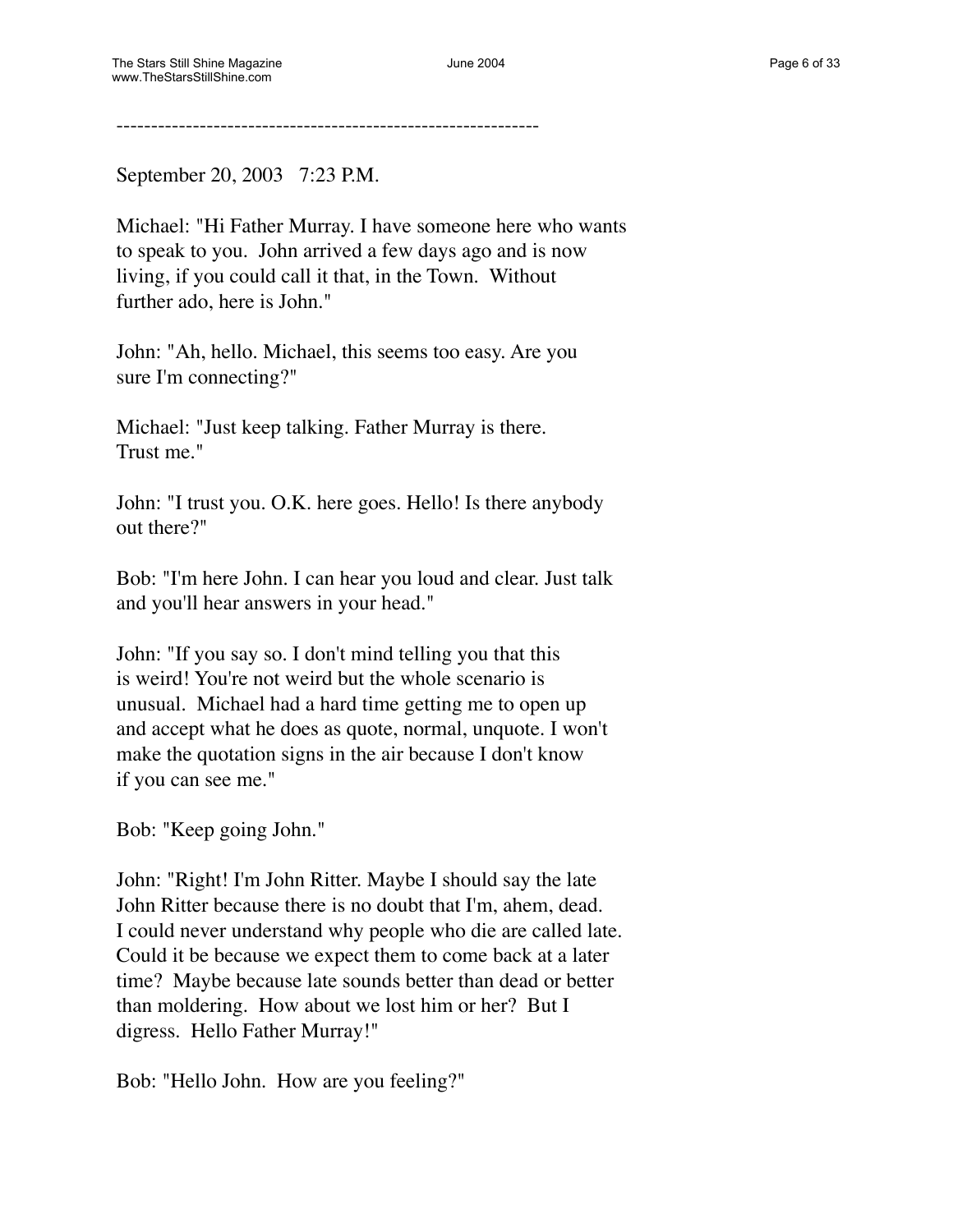------------------------------------------------------------

September 20, 2003 7:23 P.M.

Michael: "Hi Father Murray. I have someone here who wants to speak to you. John arrived a few days ago and is now living, if you could call it that, in the Town. Without further ado, here is John."

John: "Ah, hello. Michael, this seems too easy. Are you sure I'm connecting?"

Michael: "Just keep talking. Father Murray is there. Trust me."

John: "I trust you. O.K. here goes. Hello! Is there anybody out there?"

Bob: "I'm here John. I can hear you loud and clear. Just talk and you'll hear answers in your head."

John: "If you say so. I don't mind telling you that this is weird! You're not weird but the whole scenario is unusual. Michael had a hard time getting me to open up and accept what he does as quote, normal, unquote. I won't make the quotation signs in the air because I don't know if you can see me."

Bob: "Keep going John."

John: "Right! I'm John Ritter. Maybe I should say the late John Ritter because there is no doubt that I'm, ahem, dead. I could never understand why people who die are called late. Could it be because we expect them to come back at a later time? Maybe because late sounds better than dead or better than moldering. How about we lost him or her? But I digress. Hello Father Murray!"

Bob: "Hello John. How are you feeling?"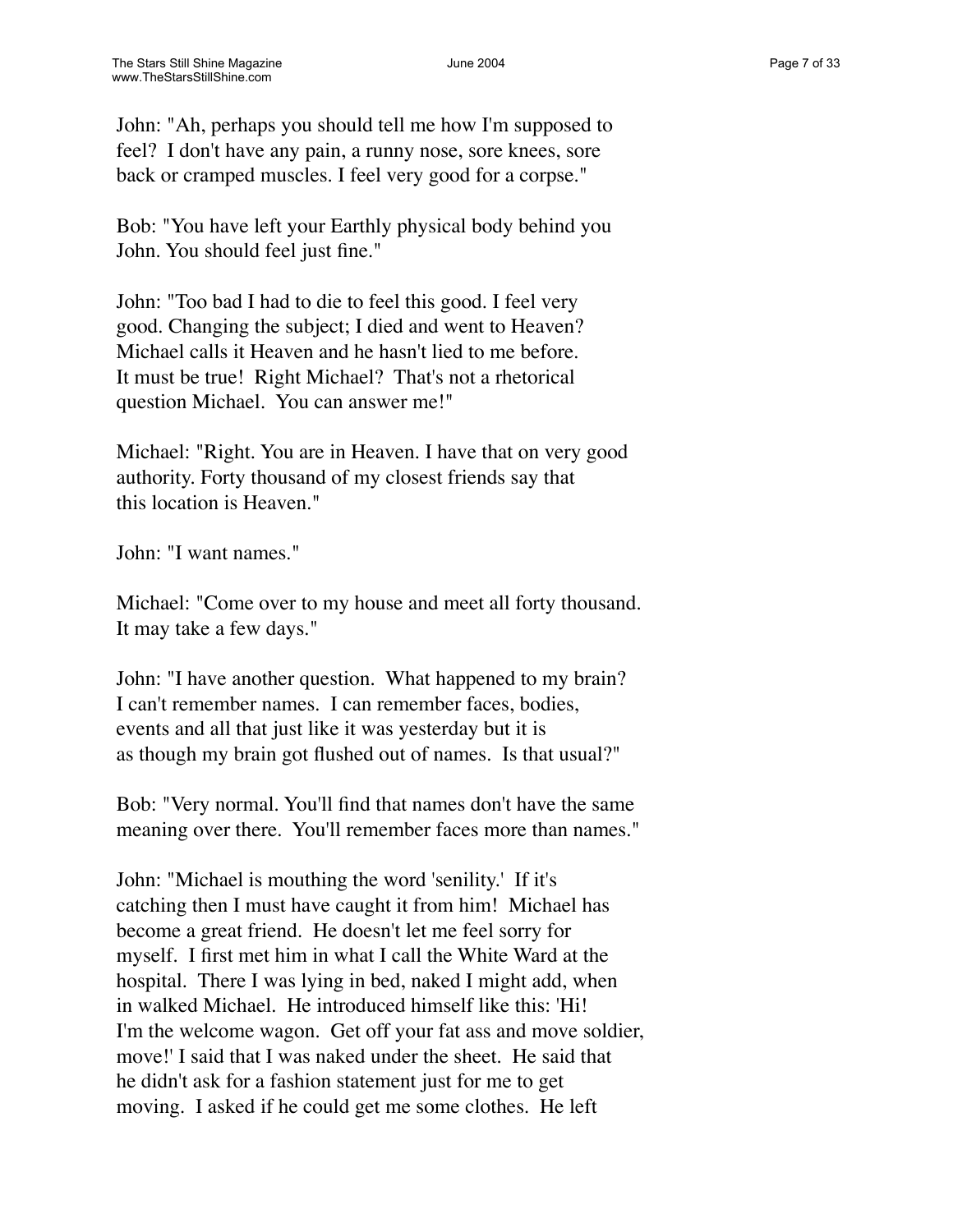John: "Ah, perhaps you should tell me how I'm supposed to feel? I don't have any pain, a runny nose, sore knees, sore back or cramped muscles. I feel very good for a corpse."

Bob: "You have left your Earthly physical body behind you John. You should feel just fine."

John: "Too bad I had to die to feel this good. I feel very good. Changing the subject; I died and went to Heaven? Michael calls it Heaven and he hasn't lied to me before. It must be true! Right Michael? That's not a rhetorical question Michael. You can answer me!"

Michael: "Right. You are in Heaven. I have that on very good authority. Forty thousand of my closest friends say that this location is Heaven."

John: "I want names."

Michael: "Come over to my house and meet all forty thousand. It may take a few days."

John: "I have another question. What happened to my brain? I can't remember names. I can remember faces, bodies, events and all that just like it was yesterday but it is as though my brain got flushed out of names. Is that usual?"

Bob: "Very normal. You'll find that names don't have the same meaning over there. You'll remember faces more than names."

John: "Michael is mouthing the word 'senility.' If it's catching then I must have caught it from him! Michael has become a great friend. He doesn't let me feel sorry for myself. I first met him in what I call the White Ward at the hospital. There I was lying in bed, naked I might add, when in walked Michael. He introduced himself like this: 'Hi! I'm the welcome wagon. Get off your fat ass and move soldier, move!' I said that I was naked under the sheet. He said that he didn't ask for a fashion statement just for me to get moving. I asked if he could get me some clothes. He left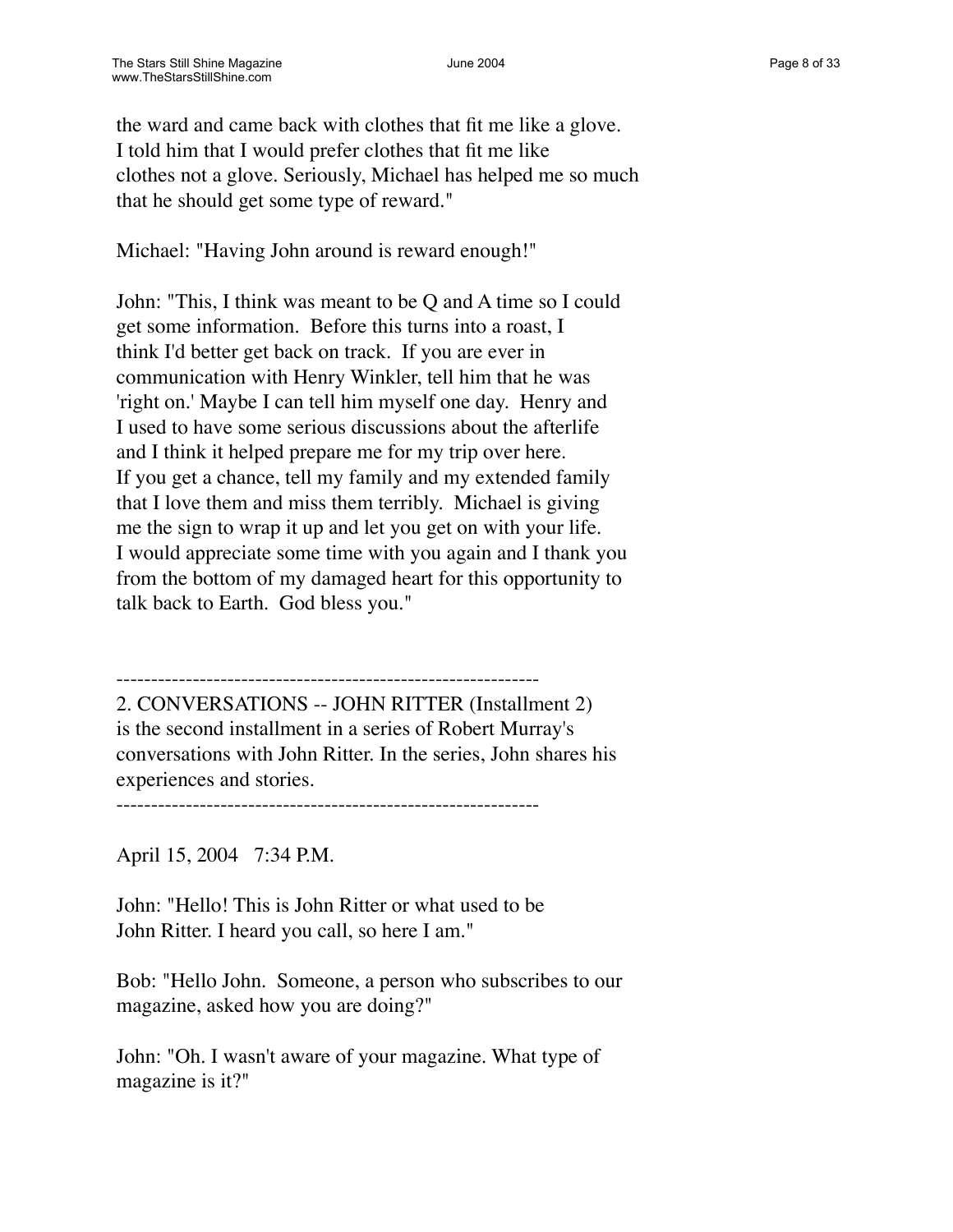the ward and came back with clothes that fit me like a glove. I told him that I would prefer clothes that fit me like clothes not a glove. Seriously, Michael has helped me so much that he should get some type of reward."

Michael: "Having John around is reward enough!"

John: "This, I think was meant to be Q and A time so I could get some information. Before this turns into a roast, I think I'd better get back on track. If you are ever in communication with Henry Winkler, tell him that he was 'right on.' Maybe I can tell him myself one day. Henry and I used to have some serious discussions about the afterlife and I think it helped prepare me for my trip over here. If you get a chance, tell my family and my extended family that I love them and miss them terribly. Michael is giving me the sign to wrap it up and let you get on with your life. I would appreciate some time with you again and I thank you from the bottom of my damaged heart for this opportunity to talk back to Earth. God bless you."

---

2. CONVERSATIONS -- JOHN RITTER (Installment 2) is the second installment in a series of Robert Murray's conversations with John Ritter. In the series, John shares his experiences and stories.

---

April 15, 2004 7:34 P.M.

John: "Hello! This is John Ritter or what used to be John Ritter. I heard you call, so here I am."

Bob: "Hello John. Someone, a person who subscribes to our magazine, asked how you are doing?"

John: "Oh. I wasn't aware of your magazine. What type of magazine is it?"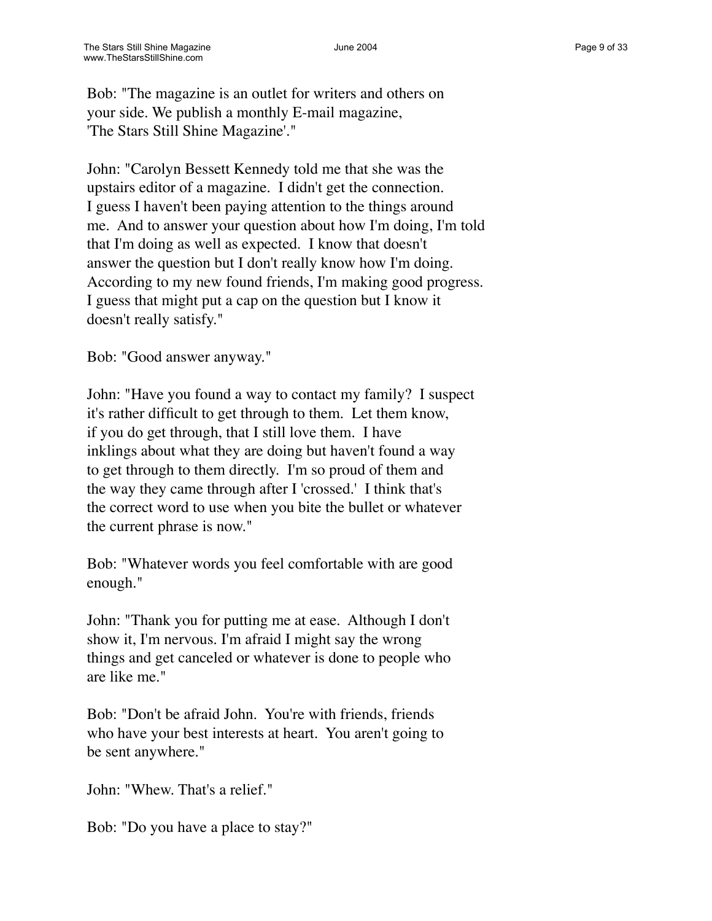Bob: "The magazine is an outlet for writers and others on your side. We publish a monthly E-mail magazine, 'The Stars Still Shine Magazine'."

John: "Carolyn Bessett Kennedy told me that she was the upstairs editor of a magazine. I didn't get the connection. I guess I haven't been paying attention to the things around me. And to answer your question about how I'm doing, I'm told that I'm doing as well as expected. I know that doesn't answer the question but I don't really know how I'm doing. According to my new found friends, I'm making good progress. I guess that might put a cap on the question but I know it doesn't really satisfy."

Bob: "Good answer anyway."

John: "Have you found a way to contact my family? I suspect it's rather difficult to get through to them. Let them know, if you do get through, that I still love them. I have inklings about what they are doing but haven't found a way to get through to them directly. I'm so proud of them and the way they came through after I 'crossed.' I think that's the correct word to use when you bite the bullet or whatever the current phrase is now."

Bob: "Whatever words you feel comfortable with are good enough."

John: "Thank you for putting me at ease. Although I don't show it, I'm nervous. I'm afraid I might say the wrong things and get canceled or whatever is done to people who are like me."

Bob: "Don't be afraid John. You're with friends, friends who have your best interests at heart. You aren't going to be sent anywhere."

John: "Whew. That's a relief."

Bob: "Do you have a place to stay?"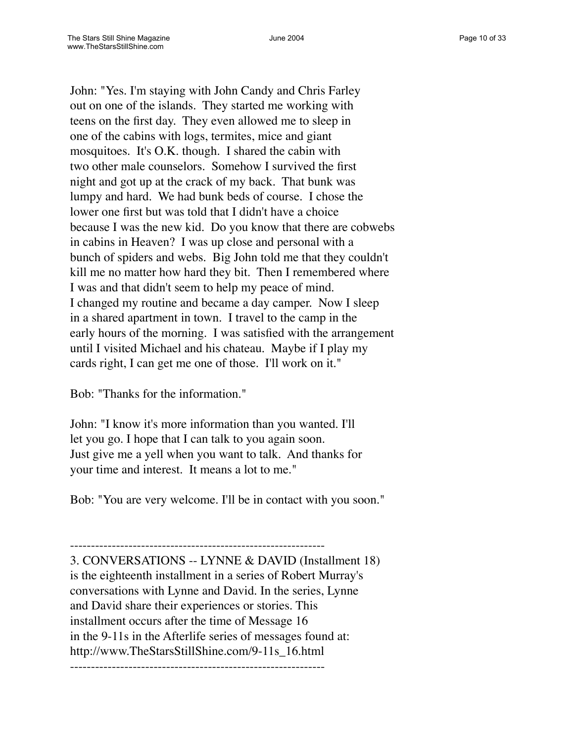John: "Yes. I'm staying with John Candy and Chris Farley out on one of the islands. They started me working with teens on the first day. They even allowed me to sleep in one of the cabins with logs, termites, mice and giant mosquitoes. It's O.K. though. I shared the cabin with two other male counselors. Somehow I survived the first night and got up at the crack of my back. That bunk was lumpy and hard. We had bunk beds of course. I chose the lower one first but was told that I didn't have a choice because I was the new kid. Do you know that there are cobwebs in cabins in Heaven? I was up close and personal with a bunch of spiders and webs. Big John told me that they couldn't kill me no matter how hard they bit. Then I remembered where I was and that didn't seem to help my peace of mind. I changed my routine and became a day camper. Now I sleep in a shared apartment in town. I travel to the camp in the early hours of the morning. I was satisfied with the arrangement until I visited Michael and his chateau. Maybe if I play my cards right, I can get me one of those. I'll work on it."

Bob: "Thanks for the information."

John: "I know it's more information than you wanted. I'll let you go. I hope that I can talk to you again soon. Just give me a yell when you want to talk. And thanks for your time and interest. It means a lot to me."

Bob: "You are very welcome. I'll be in contact with you soon."

------------------------------------------------------------

3. CONVERSATIONS -- LYNNE & DAVID (Installment 18) is the eighteenth installment in a series of Robert Murray's conversations with Lynne and David. In the series, Lynne and David share their experiences or stories. This installment occurs after the time of Message 16 in the 9-11s in the Afterlife series of messages found at: http://www.TheStarsStillShine.com/9-11s_16.html

------------------------------------------------------------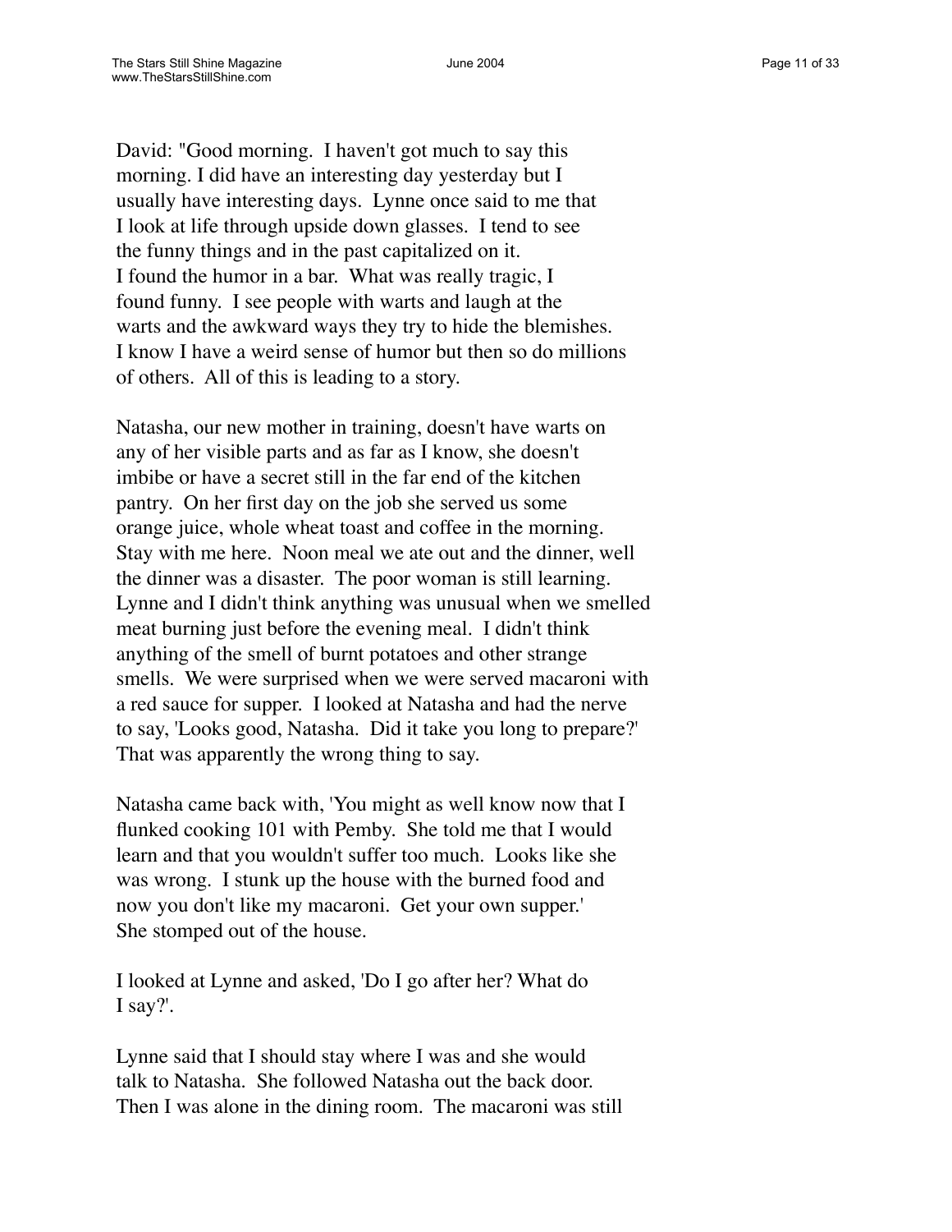David: "Good morning. I haven't got much to say this morning. I did have an interesting day yesterday but I usually have interesting days. Lynne once said to me that I look at life through upside down glasses. I tend to see the funny things and in the past capitalized on it. I found the humor in a bar. What was really tragic, I found funny. I see people with warts and laugh at the warts and the awkward ways they try to hide the blemishes. I know I have a weird sense of humor but then so do millions of others. All of this is leading to a story.

Natasha, our new mother in training, doesn't have warts on any of her visible parts and as far as I know, she doesn't imbibe or have a secret still in the far end of the kitchen pantry. On her first day on the job she served us some orange juice, whole wheat toast and coffee in the morning. Stay with me here. Noon meal we ate out and the dinner, well the dinner was a disaster. The poor woman is still learning. Lynne and I didn't think anything was unusual when we smelled meat burning just before the evening meal. I didn't think anything of the smell of burnt potatoes and other strange smells. We were surprised when we were served macaroni with a red sauce for supper. I looked at Natasha and had the nerve to say, 'Looks good, Natasha. Did it take you long to prepare?' That was apparently the wrong thing to say.

Natasha came back with, 'You might as well know now that I flunked cooking 101 with Pemby. She told me that I would learn and that you wouldn't suffer too much. Looks like she was wrong. I stunk up the house with the burned food and now you don't like my macaroni. Get your own supper.' She stomped out of the house.

I looked at Lynne and asked, 'Do I go after her? What do I say?'.

Lynne said that I should stay where I was and she would talk to Natasha. She followed Natasha out the back door. Then I was alone in the dining room. The macaroni was still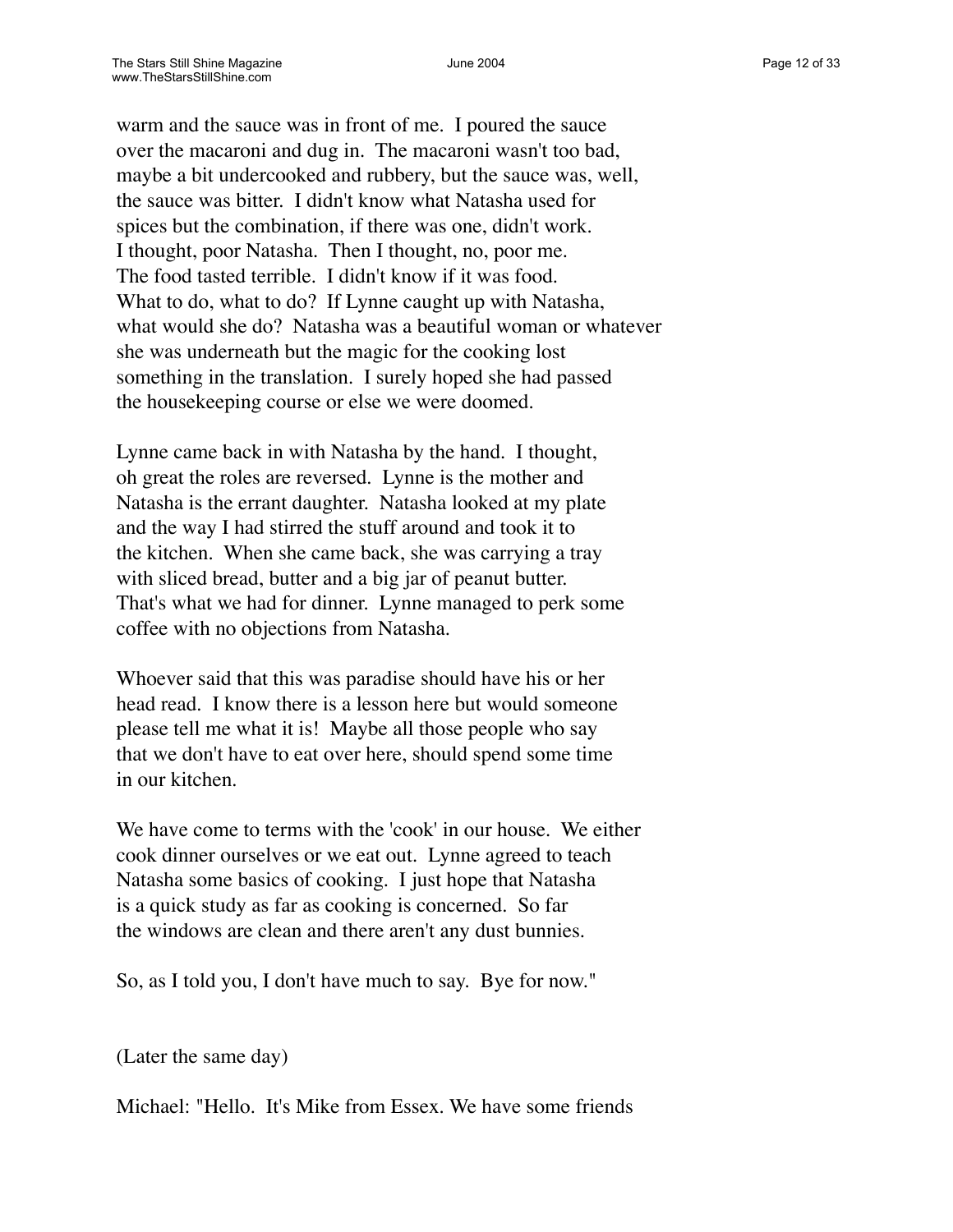warm and the sauce was in front of me. I poured the sauce over the macaroni and dug in. The macaroni wasn't too bad, maybe a bit undercooked and rubbery, but the sauce was, well, the sauce was bitter. I didn't know what Natasha used for spices but the combination, if there was one, didn't work. I thought, poor Natasha. Then I thought, no, poor me. The food tasted terrible. I didn't know if it was food. What to do, what to do? If Lynne caught up with Natasha, what would she do? Natasha was a beautiful woman or whatever she was underneath but the magic for the cooking lost something in the translation. I surely hoped she had passed the housekeeping course or else we were doomed.

Lynne came back in with Natasha by the hand. I thought, oh great the roles are reversed. Lynne is the mother and Natasha is the errant daughter. Natasha looked at my plate and the way I had stirred the stuff around and took it to the kitchen. When she came back, she was carrying a tray with sliced bread, butter and a big jar of peanut butter. That's what we had for dinner. Lynne managed to perk some coffee with no objections from Natasha.

Whoever said that this was paradise should have his or her head read. I know there is a lesson here but would someone please tell me what it is! Maybe all those people who say that we don't have to eat over here, should spend some time in our kitchen.

We have come to terms with the 'cook' in our house. We either cook dinner ourselves or we eat out. Lynne agreed to teach Natasha some basics of cooking. I just hope that Natasha is a quick study as far as cooking is concerned. So far the windows are clean and there aren't any dust bunnies.

So, as I told you, I don't have much to say. Bye for now."

(Later the same day)

Michael: "Hello. It's Mike from Essex. We have some friends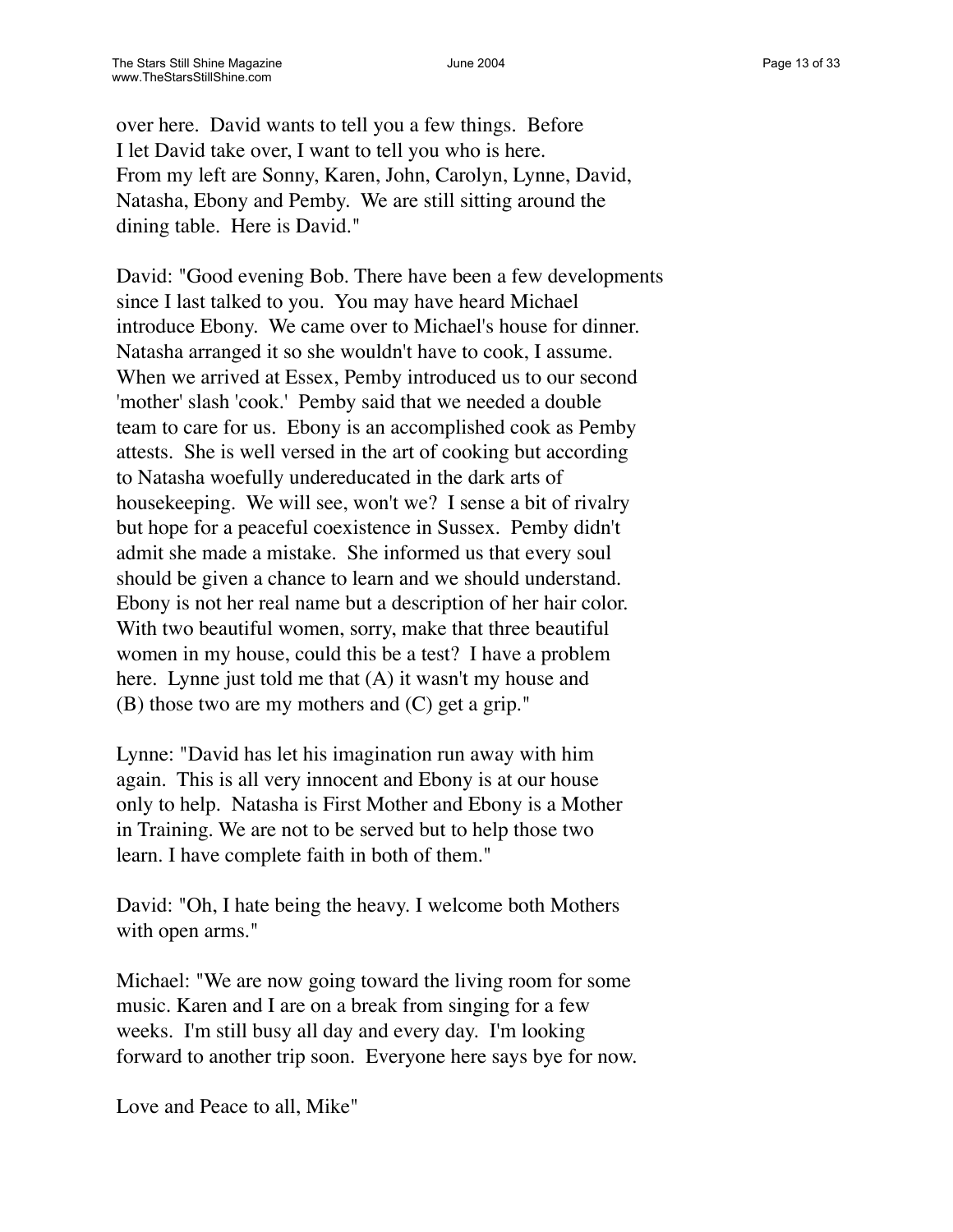over here. David wants to tell you a few things. Before I let David take over, I want to tell you who is here. From my left are Sonny, Karen, John, Carolyn, Lynne, David, Natasha, Ebony and Pemby. We are still sitting around the dining table. Here is David."

David: "Good evening Bob. There have been a few developments since I last talked to you. You may have heard Michael introduce Ebony. We came over to Michael's house for dinner. Natasha arranged it so she wouldn't have to cook, I assume. When we arrived at Essex, Pemby introduced us to our second 'mother' slash 'cook.' Pemby said that we needed a double team to care for us. Ebony is an accomplished cook as Pemby attests. She is well versed in the art of cooking but according to Natasha woefully undereducated in the dark arts of housekeeping. We will see, won't we? I sense a bit of rivalry but hope for a peaceful coexistence in Sussex. Pemby didn't admit she made a mistake. She informed us that every soul should be given a chance to learn and we should understand. Ebony is not her real name but a description of her hair color. With two beautiful women, sorry, make that three beautiful women in my house, could this be a test? I have a problem here. Lynne just told me that (A) it wasn't my house and (B) those two are my mothers and (C) get a grip."

Lynne: "David has let his imagination run away with him again. This is all very innocent and Ebony is at our house only to help. Natasha is First Mother and Ebony is a Mother in Training. We are not to be served but to help those two learn. I have complete faith in both of them."

David: "Oh, I hate being the heavy. I welcome both Mothers with open arms."

Michael: "We are now going toward the living room for some music. Karen and I are on a break from singing for a few weeks. I'm still busy all day and every day. I'm looking forward to another trip soon. Everyone here says bye for now.

Love and Peace to all, Mike"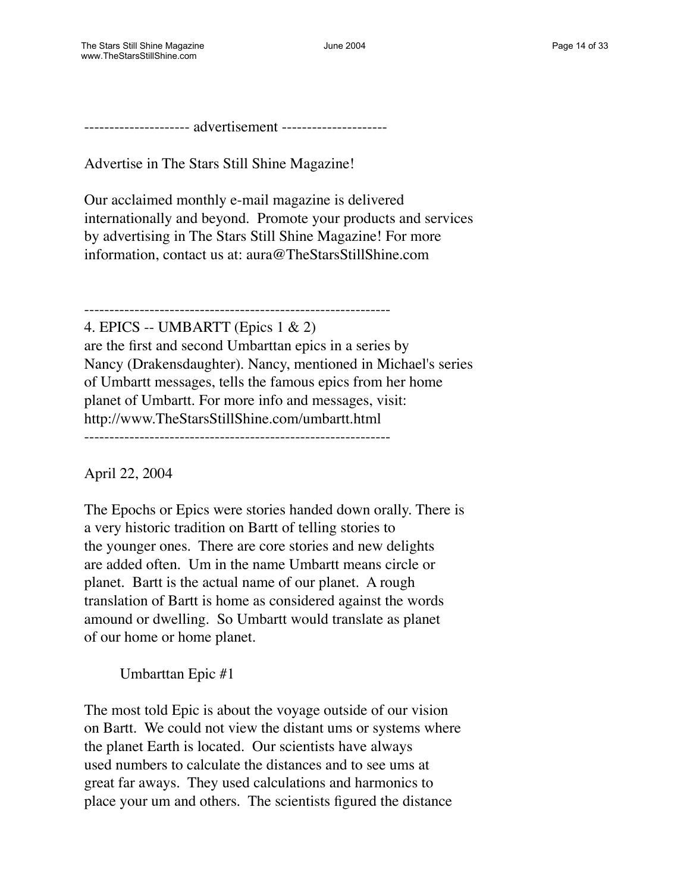--------------------- advertisement ---------------------

Advertise in The Stars Still Shine Magazine!

Our acclaimed monthly e-mail magazine is delivered internationally and beyond.  Promote your products and services by advertising in The Stars Still Shine Magazine! For more information, contact us at: aura@TheStarsStillShine.com

------------------------------------------------------------

4. EPICS -- UMBARTT (Epics 1 & 2)
are the first and second Umbarttan epics in a series by Nancy (Drakensdaughter). Nancy, mentioned in Michael's series of Umbartt messages, tells the famous epics from her home planet of Umbartt. For more info and messages, visit: http://www.TheStarsStillShine.com/umbartt.html

------------------------------------------------------------

April 22, 2004

The Epochs or Epics were stories handed down orally. There is a very historic tradition on Bartt of telling stories to the younger ones.  There are core stories and new delights are added often.  Um in the name Umbartt means circle or planet.  Bartt is the actual name of our planet.  A rough translation of Bartt is home as considered against the words amound or dwelling.  So Umbartt would translate as planet of our home or home planet.

Umbarttan Epic #1

The most told Epic is about the voyage outside of our vision on Bartt.  We could not view the distant ums or systems where the planet Earth is located.  Our scientists have always used numbers to calculate the distances and to see ums at great far aways.  They used calculations and harmonics to place your um and others.  The scientists figured the distance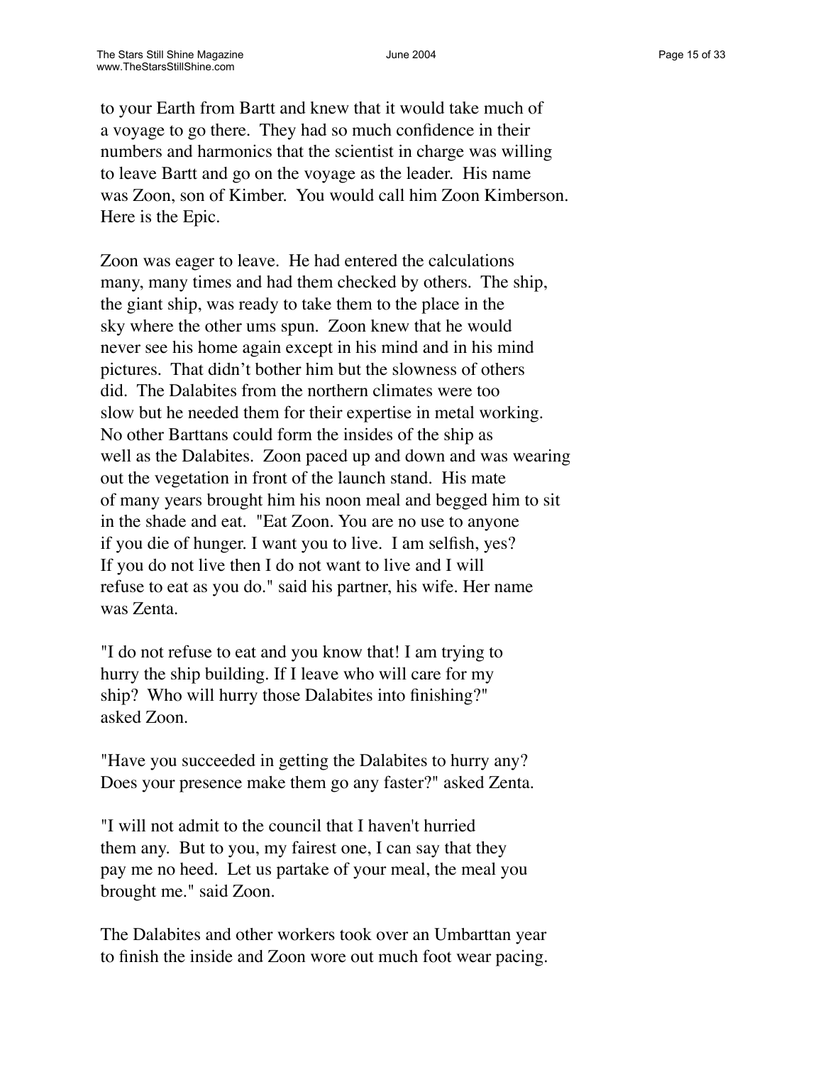to your Earth from Bartt and knew that it would take much of a voyage to go there. They had so much confidence in their numbers and harmonics that the scientist in charge was willing to leave Bartt and go on the voyage as the leader. His name was Zoon, son of Kimber. You would call him Zoon Kimberson. Here is the Epic.

Zoon was eager to leave. He had entered the calculations many, many times and had them checked by others. The ship, the giant ship, was ready to take them to the place in the sky where the other ums spun. Zoon knew that he would never see his home again except in his mind and in his mind pictures. That didn't bother him but the slowness of others did. The Dalabites from the northern climates were too slow but he needed them for their expertise in metal working. No other Barttans could form the insides of the ship as well as the Dalabites. Zoon paced up and down and was wearing out the vegetation in front of the launch stand. His mate of many years brought him his noon meal and begged him to sit in the shade and eat. "Eat Zoon. You are no use to anyone if you die of hunger. I want you to live. I am selfish, yes? If you do not live then I do not want to live and I will refuse to eat as you do." said his partner, his wife. Her name was Zenta.

"I do not refuse to eat and you know that! I am trying to hurry the ship building. If I leave who will care for my ship? Who will hurry those Dalabites into finishing?" asked Zoon.

"Have you succeeded in getting the Dalabites to hurry any? Does your presence make them go any faster?" asked Zenta.

"I will not admit to the council that I haven't hurried them any. But to you, my fairest one, I can say that they pay me no heed. Let us partake of your meal, the meal you brought me." said Zoon.

The Dalabites and other workers took over an Umbarttan year to finish the inside and Zoon wore out much foot wear pacing.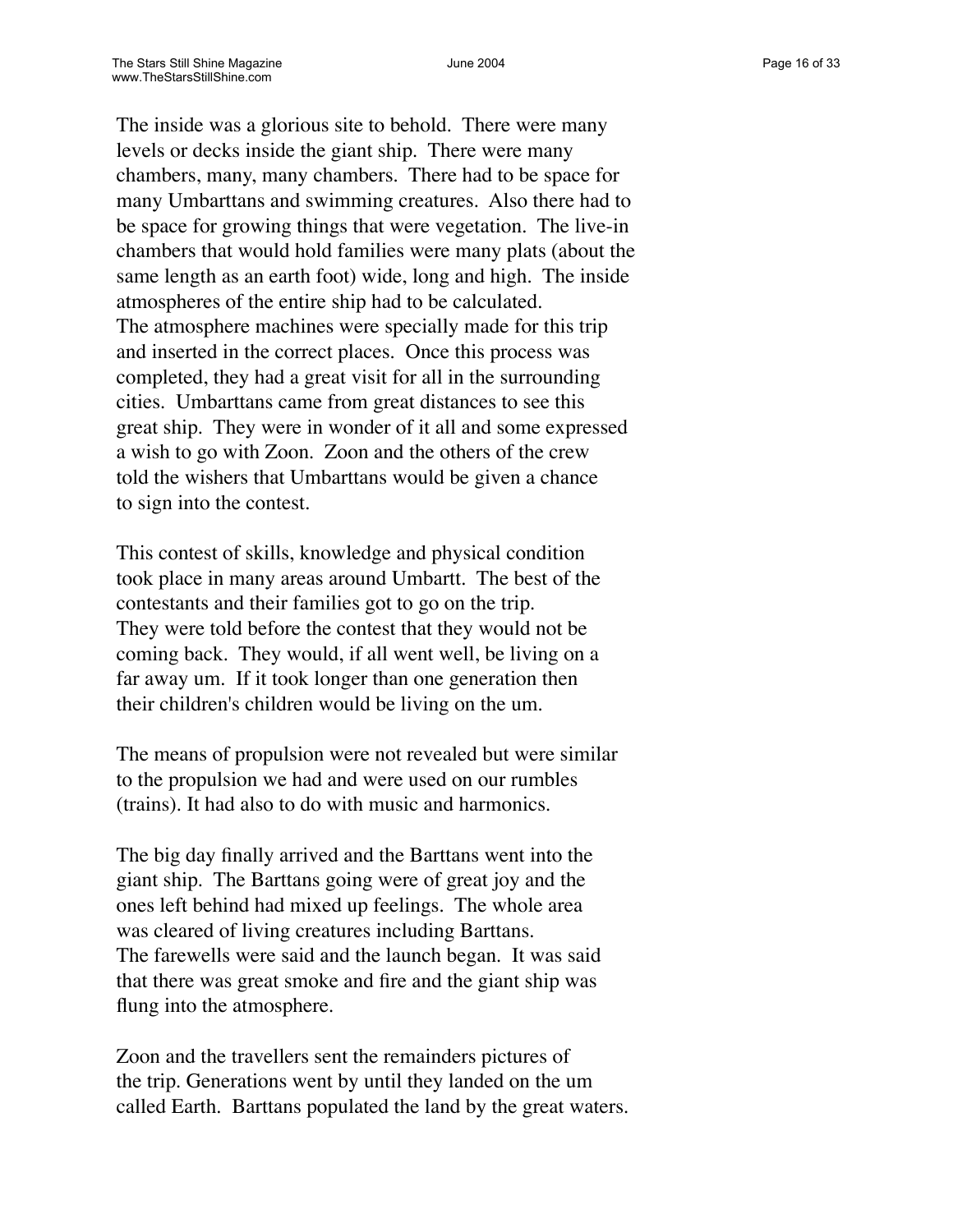The inside was a glorious site to behold. There were many levels or decks inside the giant ship. There were many chambers, many, many chambers. There had to be space for many Umbarttans and swimming creatures. Also there had to be space for growing things that were vegetation. The live-in chambers that would hold families were many plats (about the same length as an earth foot) wide, long and high. The inside atmospheres of the entire ship had to be calculated. The atmosphere machines were specially made for this trip and inserted in the correct places. Once this process was completed, they had a great visit for all in the surrounding cities. Umbarttans came from great distances to see this great ship. They were in wonder of it all and some expressed a wish to go with Zoon. Zoon and the others of the crew told the wishers that Umbarttans would be given a chance to sign into the contest.

This contest of skills, knowledge and physical condition took place in many areas around Umbartt. The best of the contestants and their families got to go on the trip. They were told before the contest that they would not be coming back. They would, if all went well, be living on a far away um. If it took longer than one generation then their children's children would be living on the um.

The means of propulsion were not revealed but were similar to the propulsion we had and were used on our rumbles (trains). It had also to do with music and harmonics.

The big day finally arrived and the Barttans went into the giant ship. The Barttans going were of great joy and the ones left behind had mixed up feelings. The whole area was cleared of living creatures including Barttans. The farewells were said and the launch began. It was said that there was great smoke and fire and the giant ship was flung into the atmosphere.

Zoon and the travellers sent the remainders pictures of the trip. Generations went by until they landed on the um called Earth. Barttans populated the land by the great waters.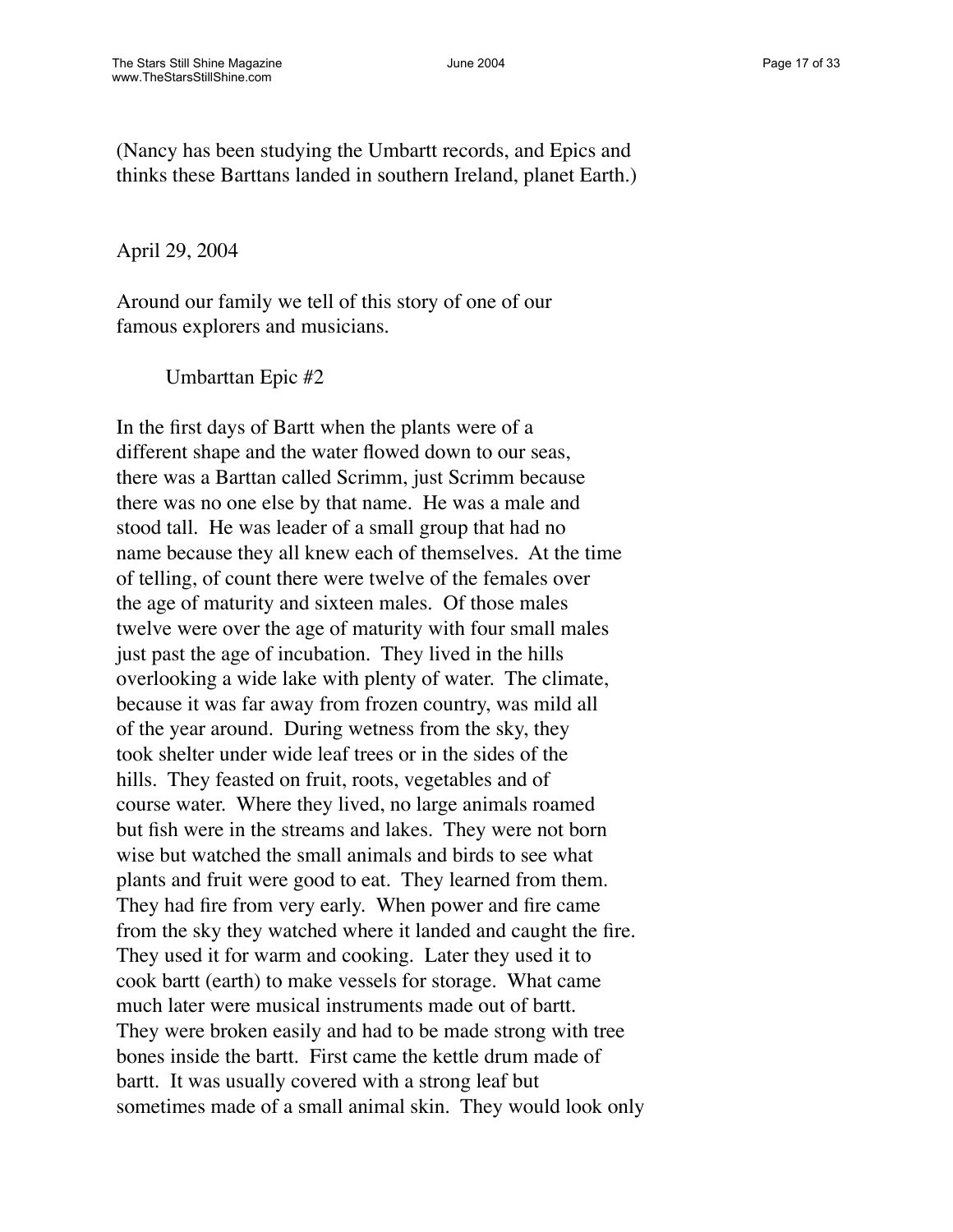(Nancy has been studying the Umbartt records, and Epics and thinks these Barttans landed in southern Ireland, planet Earth.)

April 29, 2004

Around our family we tell of this story of one of our famous explorers and musicians.

Umbarttan Epic #2

In the first days of Bartt when the plants were of a different shape and the water flowed down to our seas, there was a Barttan called Scrimm, just Scrimm because there was no one else by that name. He was a male and stood tall. He was leader of a small group that had no name because they all knew each of themselves. At the time of telling, of count there were twelve of the females over the age of maturity and sixteen males. Of those males twelve were over the age of maturity with four small males just past the age of incubation. They lived in the hills overlooking a wide lake with plenty of water. The climate, because it was far away from frozen country, was mild all of the year around. During wetness from the sky, they took shelter under wide leaf trees or in the sides of the hills. They feasted on fruit, roots, vegetables and of course water. Where they lived, no large animals roamed but fish were in the streams and lakes. They were not born wise but watched the small animals and birds to see what plants and fruit were good to eat. They learned from them. They had fire from very early. When power and fire came from the sky they watched where it landed and caught the fire. They used it for warm and cooking. Later they used it to cook bartt (earth) to make vessels for storage. What came much later were musical instruments made out of bartt. They were broken easily and had to be made strong with tree bones inside the bartt. First came the kettle drum made of bartt. It was usually covered with a strong leaf but sometimes made of a small animal skin. They would look only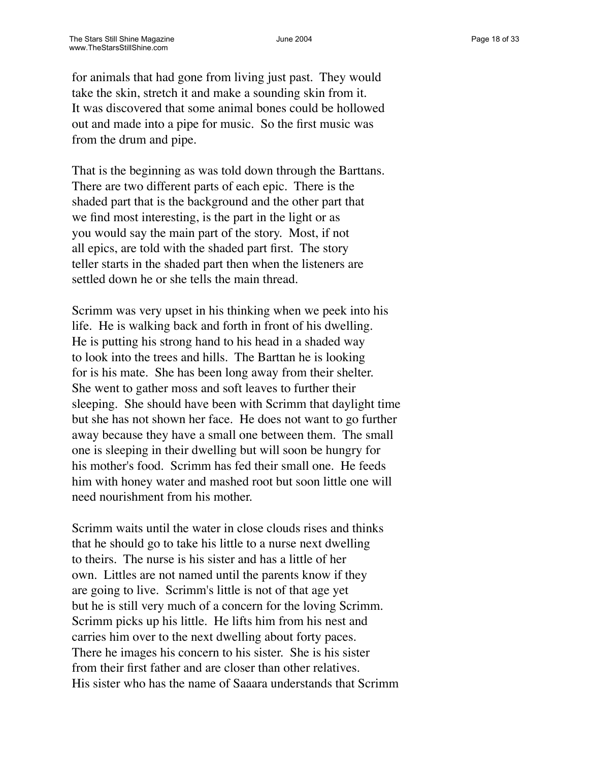for animals that had gone from living just past. They would take the skin, stretch it and make a sounding skin from it. It was discovered that some animal bones could be hollowed out and made into a pipe for music. So the first music was from the drum and pipe.

That is the beginning as was told down through the Barttans. There are two different parts of each epic. There is the shaded part that is the background and the other part that we find most interesting, is the part in the light or as you would say the main part of the story. Most, if not all epics, are told with the shaded part first. The story teller starts in the shaded part then when the listeners are settled down he or she tells the main thread.

Scrimm was very upset in his thinking when we peek into his life. He is walking back and forth in front of his dwelling. He is putting his strong hand to his head in a shaded way to look into the trees and hills. The Barttan he is looking for is his mate. She has been long away from their shelter. She went to gather moss and soft leaves to further their sleeping. She should have been with Scrimm that daylight time but she has not shown her face. He does not want to go further away because they have a small one between them. The small one is sleeping in their dwelling but will soon be hungry for his mother's food. Scrimm has fed their small one. He feeds him with honey water and mashed root but soon little one will need nourishment from his mother.

Scrimm waits until the water in close clouds rises and thinks that he should go to take his little to a nurse next dwelling to theirs. The nurse is his sister and has a little of her own. Littles are not named until the parents know if they are going to live. Scrimm's little is not of that age yet but he is still very much of a concern for the loving Scrimm. Scrimm picks up his little. He lifts him from his nest and carries him over to the next dwelling about forty paces. There he images his concern to his sister. She is his sister from their first father and are closer than other relatives. His sister who has the name of Saaara understands that Scrimm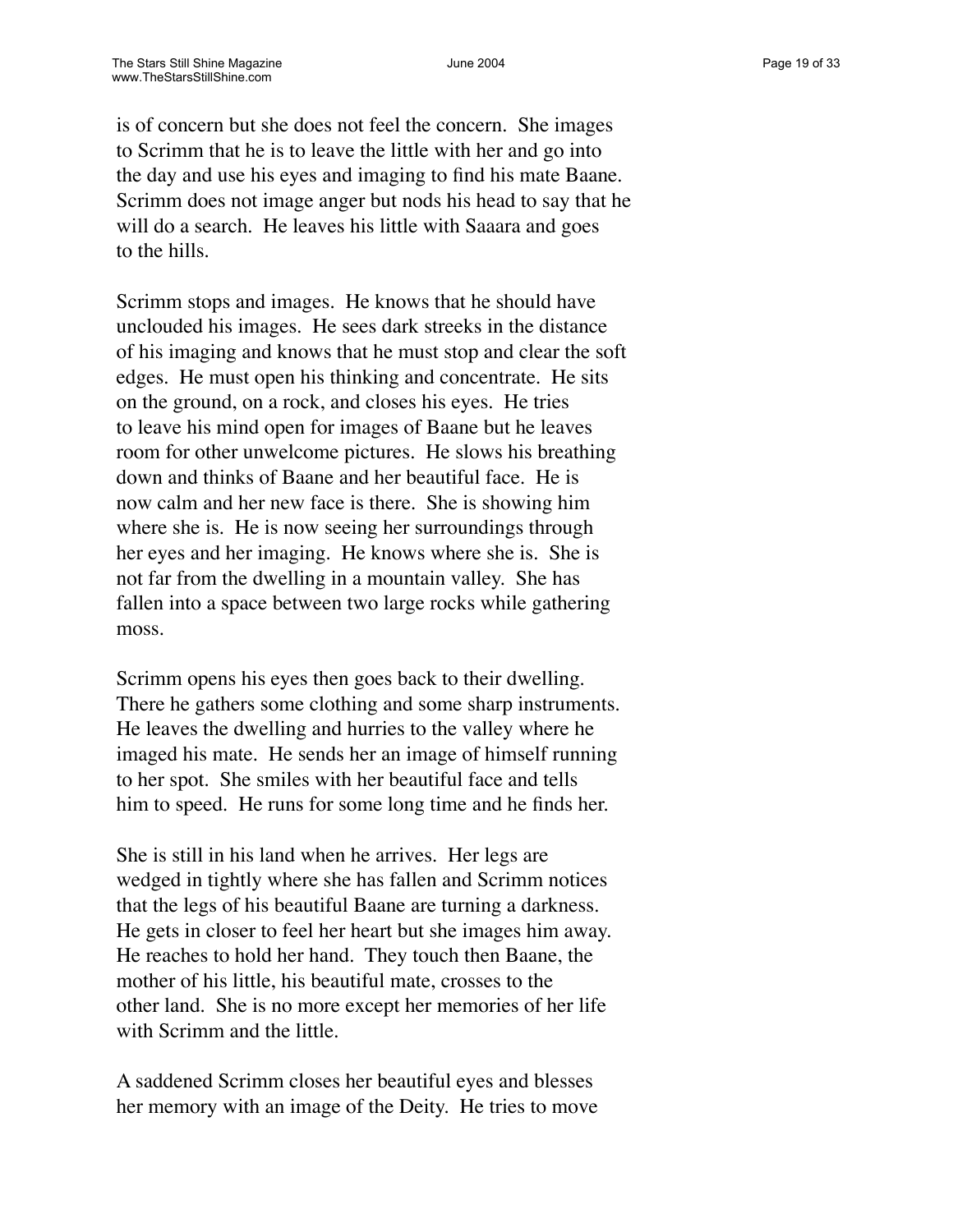is of concern but she does not feel the concern. She images to Scrimm that he is to leave the little with her and go into the day and use his eyes and imaging to find his mate Baane. Scrimm does not image anger but nods his head to say that he will do a search. He leaves his little with Saaara and goes to the hills.

Scrimm stops and images. He knows that he should have unclouded his images. He sees dark streeks in the distance of his imaging and knows that he must stop and clear the soft edges. He must open his thinking and concentrate. He sits on the ground, on a rock, and closes his eyes. He tries to leave his mind open for images of Baane but he leaves room for other unwelcome pictures. He slows his breathing down and thinks of Baane and her beautiful face. He is now calm and her new face is there. She is showing him where she is. He is now seeing her surroundings through her eyes and her imaging. He knows where she is. She is not far from the dwelling in a mountain valley. She has fallen into a space between two large rocks while gathering moss.

Scrimm opens his eyes then goes back to their dwelling. There he gathers some clothing and some sharp instruments. He leaves the dwelling and hurries to the valley where he imaged his mate. He sends her an image of himself running to her spot. She smiles with her beautiful face and tells him to speed. He runs for some long time and he finds her.

She is still in his land when he arrives. Her legs are wedged in tightly where she has fallen and Scrimm notices that the legs of his beautiful Baane are turning a darkness. He gets in closer to feel her heart but she images him away. He reaches to hold her hand. They touch then Baane, the mother of his little, his beautiful mate, crosses to the other land. She is no more except her memories of her life with Scrimm and the little.

A saddened Scrimm closes her beautiful eyes and blesses her memory with an image of the Deity. He tries to move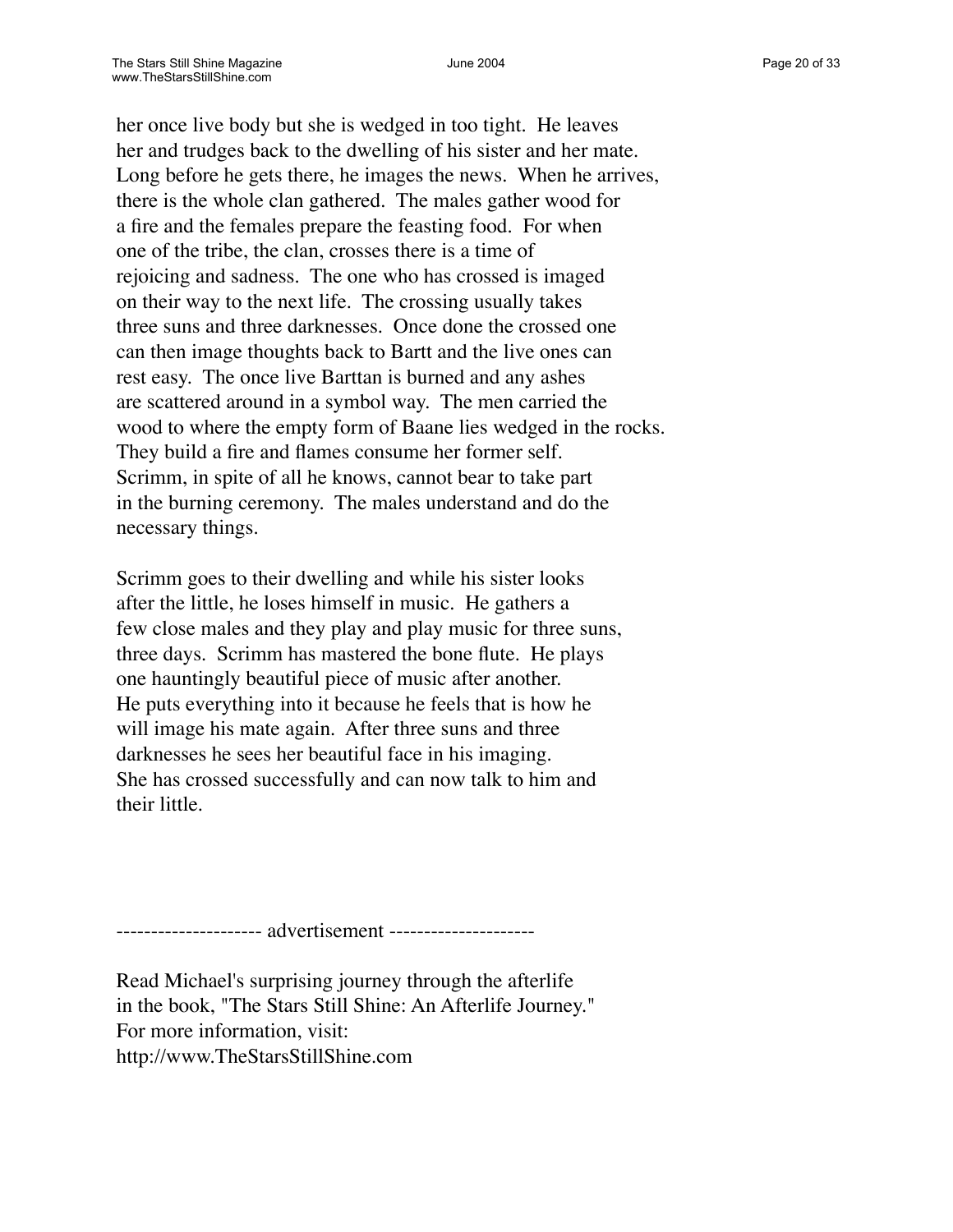her once live body but she is wedged in too tight. He leaves her and trudges back to the dwelling of his sister and her mate. Long before he gets there, he images the news. When he arrives, there is the whole clan gathered. The males gather wood for a fire and the females prepare the feasting food. For when one of the tribe, the clan, crosses there is a time of rejoicing and sadness. The one who has crossed is imaged on their way to the next life. The crossing usually takes three suns and three darknesses. Once done the crossed one can then image thoughts back to Bartt and the live ones can rest easy. The once live Barttan is burned and any ashes are scattered around in a symbol way. The men carried the wood to where the empty form of Baane lies wedged in the rocks. They build a fire and flames consume her former self. Scrimm, in spite of all he knows, cannot bear to take part in the burning ceremony. The males understand and do the necessary things.

Scrimm goes to their dwelling and while his sister looks after the little, he loses himself in music. He gathers a few close males and they play and play music for three suns, three days. Scrimm has mastered the bone flute. He plays one hauntingly beautiful piece of music after another. He puts everything into it because he feels that is how he will image his mate again. After three suns and three darknesses he sees her beautiful face in his imaging. She has crossed successfully and can now talk to him and their little.

--------------------- advertisement ---------------------

Read Michael's surprising journey through the afterlife in the book, "The Stars Still Shine: An Afterlife Journey." For more information, visit: http://www.TheStarsStillShine.com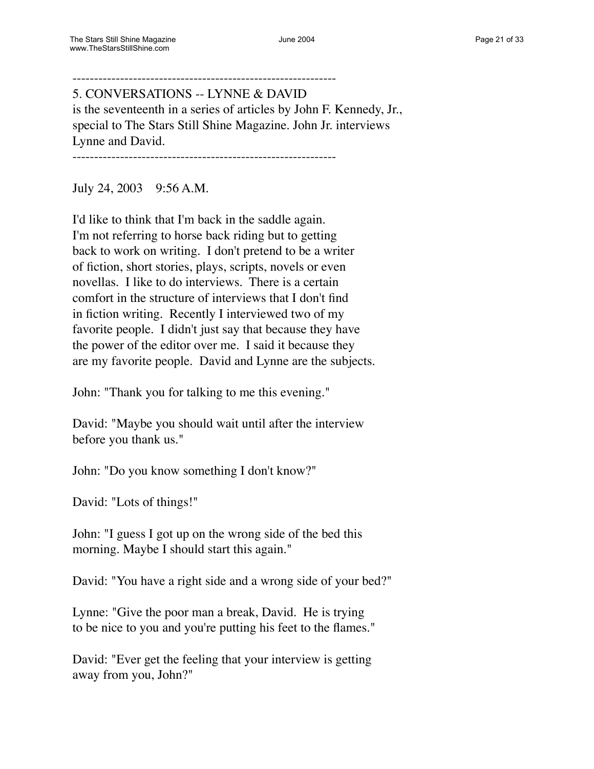--------------------------------------------------------------

5. CONVERSATIONS -- LYNNE & DAVID
is the seventeenth in a series of articles by John F. Kennedy, Jr., special to The Stars Still Shine Magazine. John Jr. interviews Lynne and David.

--------------------------------------------------------------

July 24, 2003    9:56 A.M.

I'd like to think that I'm back in the saddle again. I'm not referring to horse back riding but to getting back to work on writing. I don't pretend to be a writer of fiction, short stories, plays, scripts, novels or even novellas. I like to do interviews. There is a certain comfort in the structure of interviews that I don't find in fiction writing. Recently I interviewed two of my favorite people. I didn't just say that because they have the power of the editor over me. I said it because they are my favorite people. David and Lynne are the subjects.

John: "Thank you for talking to me this evening."

David: "Maybe you should wait until after the interview before you thank us."

John: "Do you know something I don't know?"

David: "Lots of things!"

John: "I guess I got up on the wrong side of the bed this morning. Maybe I should start this again."

David: "You have a right side and a wrong side of your bed?"

Lynne: "Give the poor man a break, David. He is trying to be nice to you and you're putting his feet to the flames."

David: "Ever get the feeling that your interview is getting away from you, John?"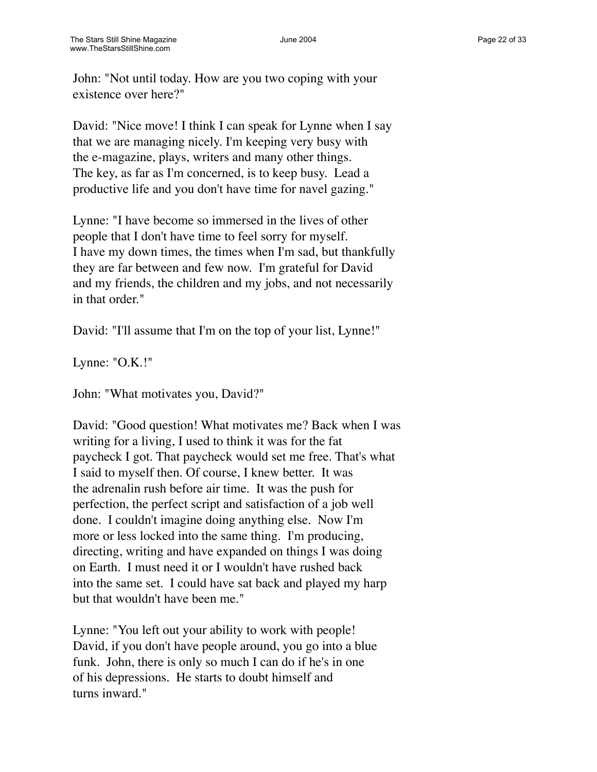John: "Not until today. How are you two coping with your existence over here?"

David: "Nice move! I think I can speak for Lynne when I say that we are managing nicely. I'm keeping very busy with the e-magazine, plays, writers and many other things. The key, as far as I'm concerned, is to keep busy. Lead a productive life and you don't have time for navel gazing."

Lynne: "I have become so immersed in the lives of other people that I don't have time to feel sorry for myself. I have my down times, the times when I'm sad, but thankfully they are far between and few now. I'm grateful for David and my friends, the children and my jobs, and not necessarily in that order."

David: "I'll assume that I'm on the top of your list, Lynne!"

Lynne: "O.K.!"

John: "What motivates you, David?"

David: "Good question! What motivates me? Back when I was writing for a living, I used to think it was for the fat paycheck I got. That paycheck would set me free. That's what I said to myself then. Of course, I knew better. It was the adrenalin rush before air time. It was the push for perfection, the perfect script and satisfaction of a job well done. I couldn't imagine doing anything else. Now I'm more or less locked into the same thing. I'm producing, directing, writing and have expanded on things I was doing on Earth. I must need it or I wouldn't have rushed back into the same set. I could have sat back and played my harp but that wouldn't have been me."

Lynne: "You left out your ability to work with people! David, if you don't have people around, you go into a blue funk. John, there is only so much I can do if he's in one of his depressions. He starts to doubt himself and turns inward."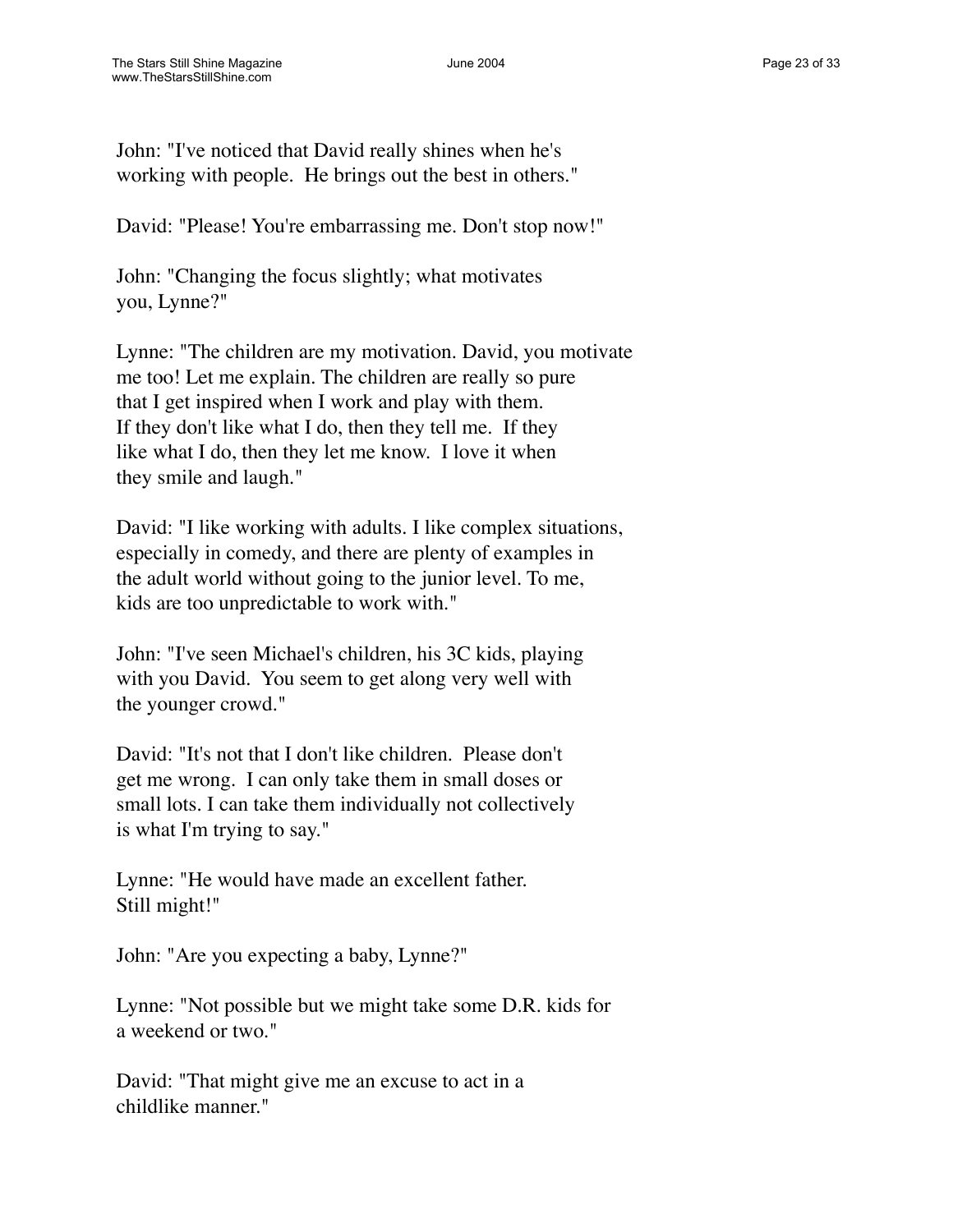John: "I've noticed that David really shines when he's working with people. He brings out the best in others."

David: "Please! You're embarrassing me. Don't stop now!"

John: "Changing the focus slightly; what motivates you, Lynne?"

Lynne: "The children are my motivation. David, you motivate me too! Let me explain. The children are really so pure that I get inspired when I work and play with them. If they don't like what I do, then they tell me. If they like what I do, then they let me know. I love it when they smile and laugh."

David: "I like working with adults. I like complex situations, especially in comedy, and there are plenty of examples in the adult world without going to the junior level. To me, kids are too unpredictable to work with."

John: "I've seen Michael's children, his 3C kids, playing with you David. You seem to get along very well with the younger crowd."

David: "It's not that I don't like children. Please don't get me wrong. I can only take them in small doses or small lots. I can take them individually not collectively is what I'm trying to say."

Lynne: "He would have made an excellent father. Still might!"

John: "Are you expecting a baby, Lynne?"

Lynne: "Not possible but we might take some D.R. kids for a weekend or two."

David: "That might give me an excuse to act in a childlike manner."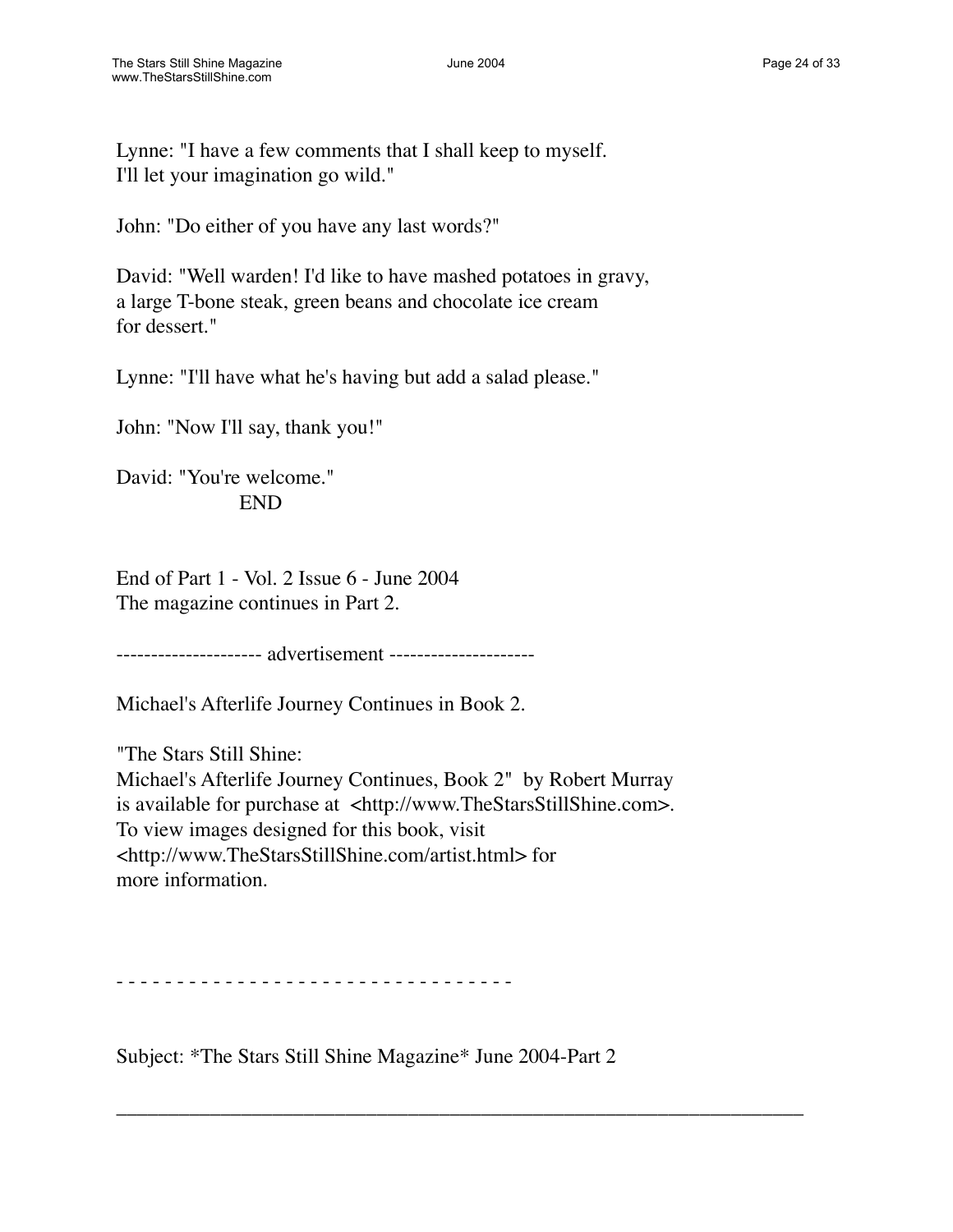Lynne: "I have a few comments that I shall keep to myself.
I'll let your imagination go wild."

John: "Do either of you have any last words?"

David: "Well warden! I'd like to have mashed potatoes in gravy,
a large T-bone steak, green beans and chocolate ice cream
for dessert."

Lynne: "I'll have what he's having but add a salad please."

John: "Now I'll say, thank you!"

David: "You're welcome."

END

End of Part 1 - Vol. 2 Issue 6 - June 2004
The magazine continues in Part 2.

--------------------- advertisement ---------------------

Michael's Afterlife Journey Continues in Book 2.

"The Stars Still Shine:
Michael's Afterlife Journey Continues, Book 2" by Robert Murray
is available for purchase at <http://www.TheStarsStillShine.com>.
To view images designed for this book, visit
<http://www.TheStarsStillShine.com/artist.html> for
more information.

- - - - - - - - - - - - - - - - - - - - - - - - - - - - - - - - -

Subject: *The Stars Still Shine Magazine* June 2004-Part 2

---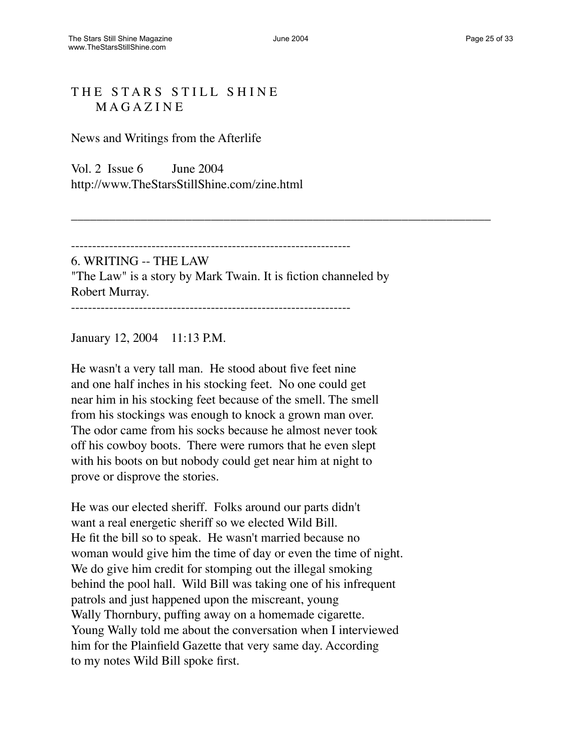# THE STARS STILL SHINE MAGAZINE

News and Writings from the Afterlife

Vol. 2 Issue 6 June 2004
http://www.TheStarsStillShine.com/zine.html

---

----------------------------------------------------------------
6. WRITING -- THE LAW
"The Law" is a story by Mark Twain. It is fiction channeled by Robert Murray.
----------------------------------------------------------------

January 12, 2004 11:13 P.M.

He wasn't a very tall man. He stood about five feet nine and one half inches in his stocking feet. No one could get near him in his stocking feet because of the smell. The smell from his stockings was enough to knock a grown man over. The odor came from his socks because he almost never took off his cowboy boots. There were rumors that he even slept with his boots on but nobody could get near him at night to prove or disprove the stories.

He was our elected sheriff. Folks around our parts didn't want a real energetic sheriff so we elected Wild Bill. He fit the bill so to speak. He wasn't married because no woman would give him the time of day or even the time of night. We do give him credit for stomping out the illegal smoking behind the pool hall. Wild Bill was taking one of his infrequent patrols and just happened upon the miscreant, young Wally Thornbury, puffing away on a homemade cigarette. Young Wally told me about the conversation when I interviewed him for the Plainfield Gazette that very same day. According to my notes Wild Bill spoke first.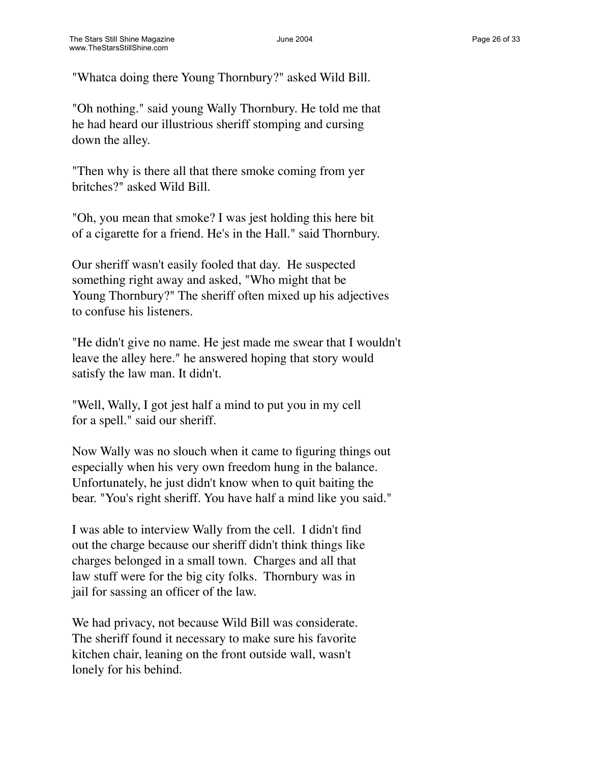"Whatca doing there Young Thornbury?" asked Wild Bill.

"Oh nothing." said young Wally Thornbury. He told me that he had heard our illustrious sheriff stomping and cursing down the alley.

"Then why is there all that there smoke coming from yer britches?" asked Wild Bill.

"Oh, you mean that smoke? I was jest holding this here bit of a cigarette for a friend. He's in the Hall." said Thornbury.

Our sheriff wasn't easily fooled that day. He suspected something right away and asked, "Who might that be Young Thornbury?" The sheriff often mixed up his adjectives to confuse his listeners.

"He didn't give no name. He jest made me swear that I wouldn't leave the alley here." he answered hoping that story would satisfy the law man. It didn't.

"Well, Wally, I got jest half a mind to put you in my cell for a spell." said our sheriff.

Now Wally was no slouch when it came to figuring things out especially when his very own freedom hung in the balance. Unfortunately, he just didn't know when to quit baiting the bear. "You's right sheriff. You have half a mind like you said."

I was able to interview Wally from the cell. I didn't find out the charge because our sheriff didn't think things like charges belonged in a small town. Charges and all that law stuff were for the big city folks. Thornbury was in jail for sassing an officer of the law.

We had privacy, not because Wild Bill was considerate. The sheriff found it necessary to make sure his favorite kitchen chair, leaning on the front outside wall, wasn't lonely for his behind.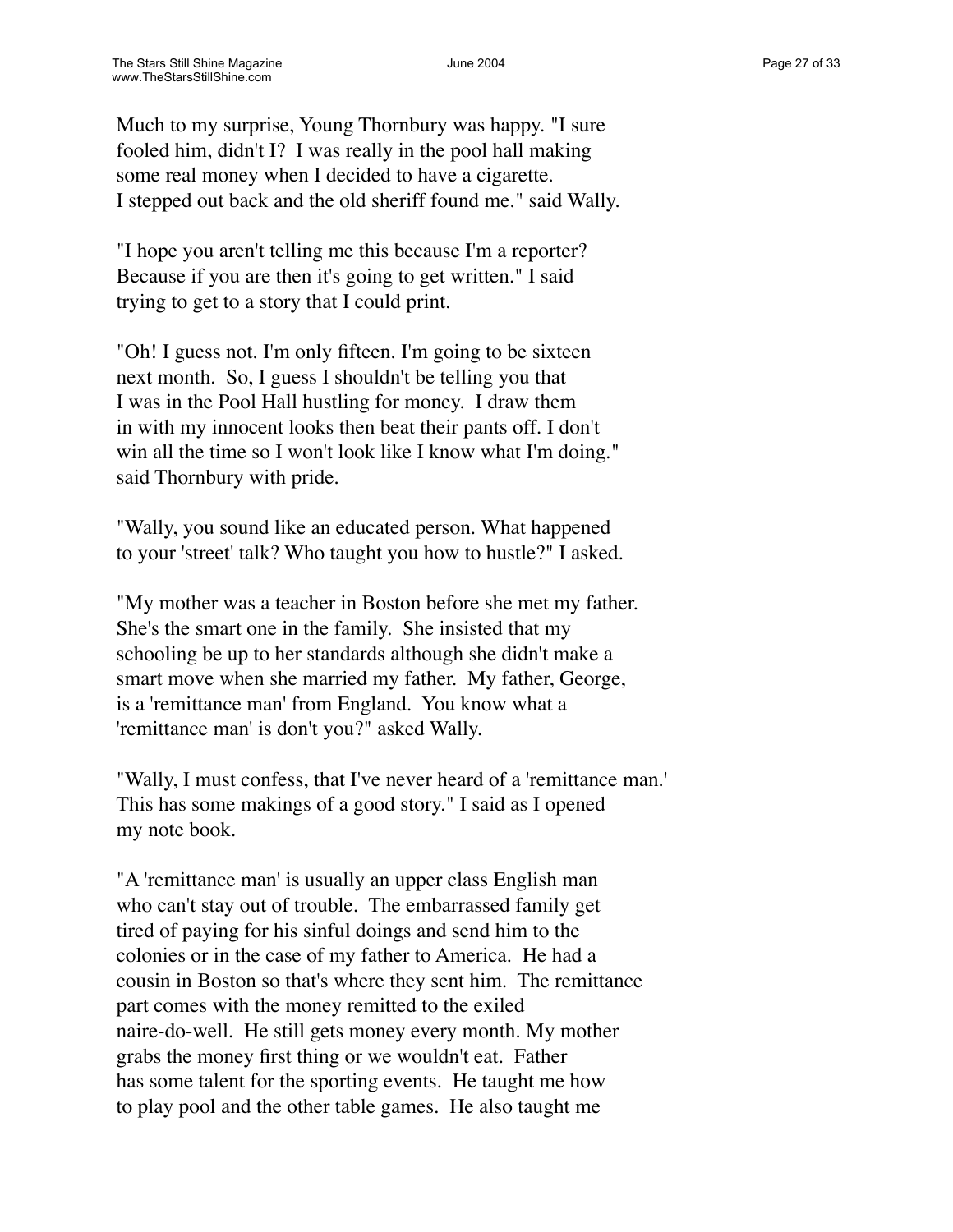Much to my surprise, Young Thornbury was happy. "I sure fooled him, didn't I? I was really in the pool hall making some real money when I decided to have a cigarette. I stepped out back and the old sheriff found me." said Wally.

"I hope you aren't telling me this because I'm a reporter? Because if you are then it's going to get written." I said trying to get to a story that I could print.

"Oh! I guess not. I'm only fifteen. I'm going to be sixteen next month. So, I guess I shouldn't be telling you that I was in the Pool Hall hustling for money. I draw them in with my innocent looks then beat their pants off. I don't win all the time so I won't look like I know what I'm doing." said Thornbury with pride.

"Wally, you sound like an educated person. What happened to your 'street' talk? Who taught you how to hustle?" I asked.

"My mother was a teacher in Boston before she met my father. She's the smart one in the family. She insisted that my schooling be up to her standards although she didn't make a smart move when she married my father. My father, George, is a 'remittance man' from England. You know what a 'remittance man' is don't you?" asked Wally.

"Wally, I must confess, that I've never heard of a 'remittance man.' This has some makings of a good story." I said as I opened my note book.

"A 'remittance man' is usually an upper class English man who can't stay out of trouble. The embarrassed family get tired of paying for his sinful doings and send him to the colonies or in the case of my father to America. He had a cousin in Boston so that's where they sent him. The remittance part comes with the money remitted to the exiled naire-do-well. He still gets money every month. My mother grabs the money first thing or we wouldn't eat. Father has some talent for the sporting events. He taught me how to play pool and the other table games. He also taught me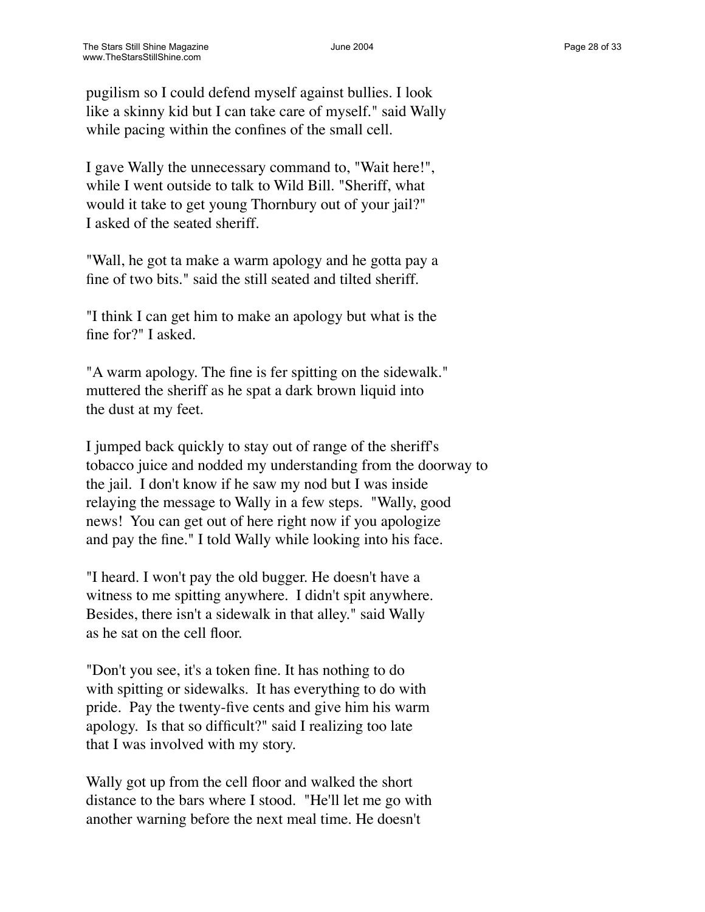pugilism so I could defend myself against bullies. I look like a skinny kid but I can take care of myself." said Wally while pacing within the confines of the small cell.

I gave Wally the unnecessary command to, "Wait here!", while I went outside to talk to Wild Bill. "Sheriff, what would it take to get young Thornbury out of your jail?" I asked of the seated sheriff.

"Wall, he got ta make a warm apology and he gotta pay a fine of two bits." said the still seated and tilted sheriff.

"I think I can get him to make an apology but what is the fine for?" I asked.

"A warm apology. The fine is fer spitting on the sidewalk." muttered the sheriff as he spat a dark brown liquid into the dust at my feet.

I jumped back quickly to stay out of range of the sheriff's tobacco juice and nodded my understanding from the doorway to the jail. I don't know if he saw my nod but I was inside relaying the message to Wally in a few steps. "Wally, good news! You can get out of here right now if you apologize and pay the fine." I told Wally while looking into his face.

"I heard. I won't pay the old bugger. He doesn't have a witness to me spitting anywhere. I didn't spit anywhere. Besides, there isn't a sidewalk in that alley." said Wally as he sat on the cell floor.

"Don't you see, it's a token fine. It has nothing to do with spitting or sidewalks. It has everything to do with pride. Pay the twenty-five cents and give him his warm apology. Is that so difficult?" said I realizing too late that I was involved with my story.

Wally got up from the cell floor and walked the short distance to the bars where I stood. "He'll let me go with another warning before the next meal time. He doesn't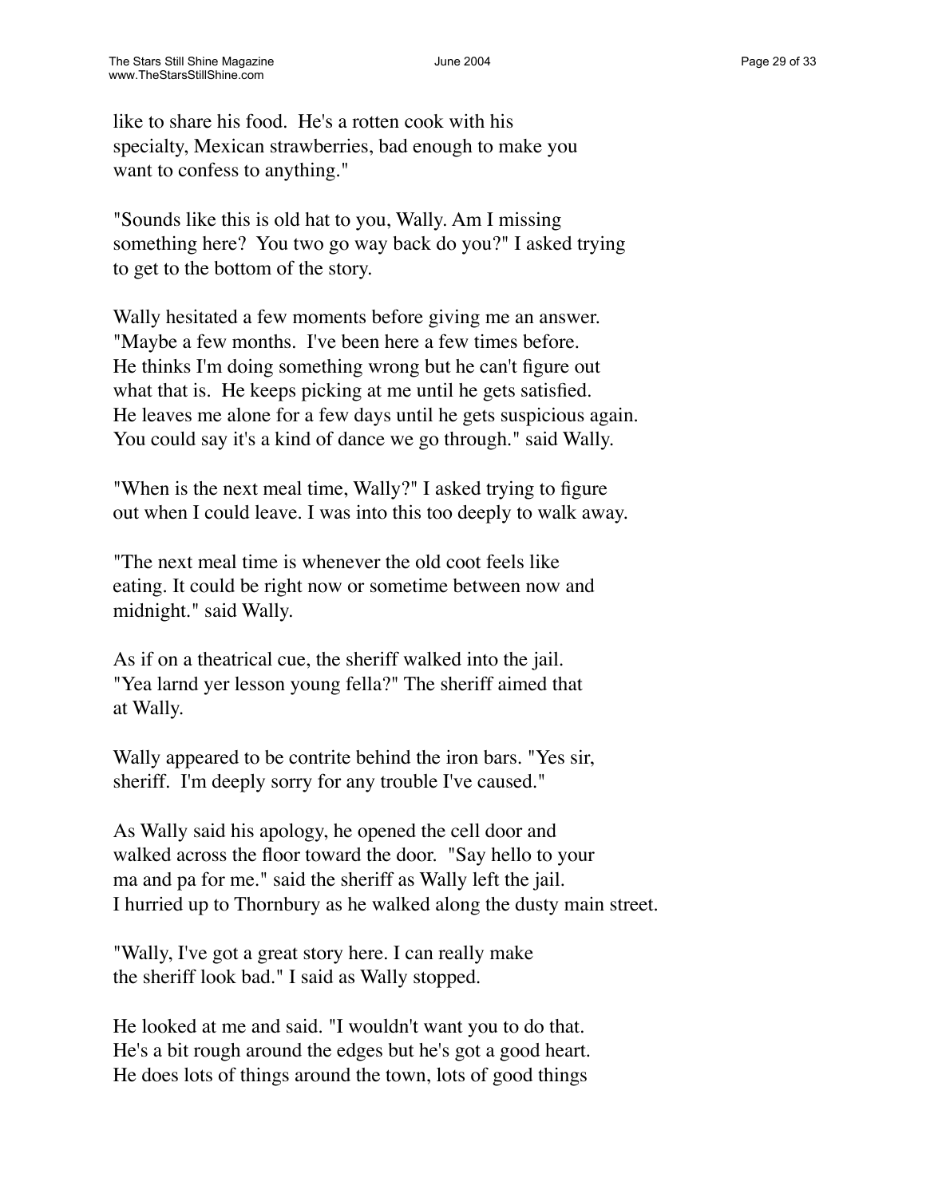like to share his food. He's a rotten cook with his specialty, Mexican strawberries, bad enough to make you want to confess to anything."

"Sounds like this is old hat to you, Wally. Am I missing something here? You two go way back do you?" I asked trying to get to the bottom of the story.

Wally hesitated a few moments before giving me an answer. "Maybe a few months. I've been here a few times before. He thinks I'm doing something wrong but he can't figure out what that is. He keeps picking at me until he gets satisfied. He leaves me alone for a few days until he gets suspicious again. You could say it's a kind of dance we go through." said Wally.

"When is the next meal time, Wally?" I asked trying to figure out when I could leave. I was into this too deeply to walk away.

"The next meal time is whenever the old coot feels like eating. It could be right now or sometime between now and midnight." said Wally.

As if on a theatrical cue, the sheriff walked into the jail. "Yea larnd yer lesson young fella?" The sheriff aimed that at Wally.

Wally appeared to be contrite behind the iron bars. "Yes sir, sheriff. I'm deeply sorry for any trouble I've caused."

As Wally said his apology, he opened the cell door and walked across the floor toward the door. "Say hello to your ma and pa for me." said the sheriff as Wally left the jail. I hurried up to Thornbury as he walked along the dusty main street.

"Wally, I've got a great story here. I can really make the sheriff look bad." I said as Wally stopped.

He looked at me and said. "I wouldn't want you to do that. He's a bit rough around the edges but he's got a good heart. He does lots of things around the town, lots of good things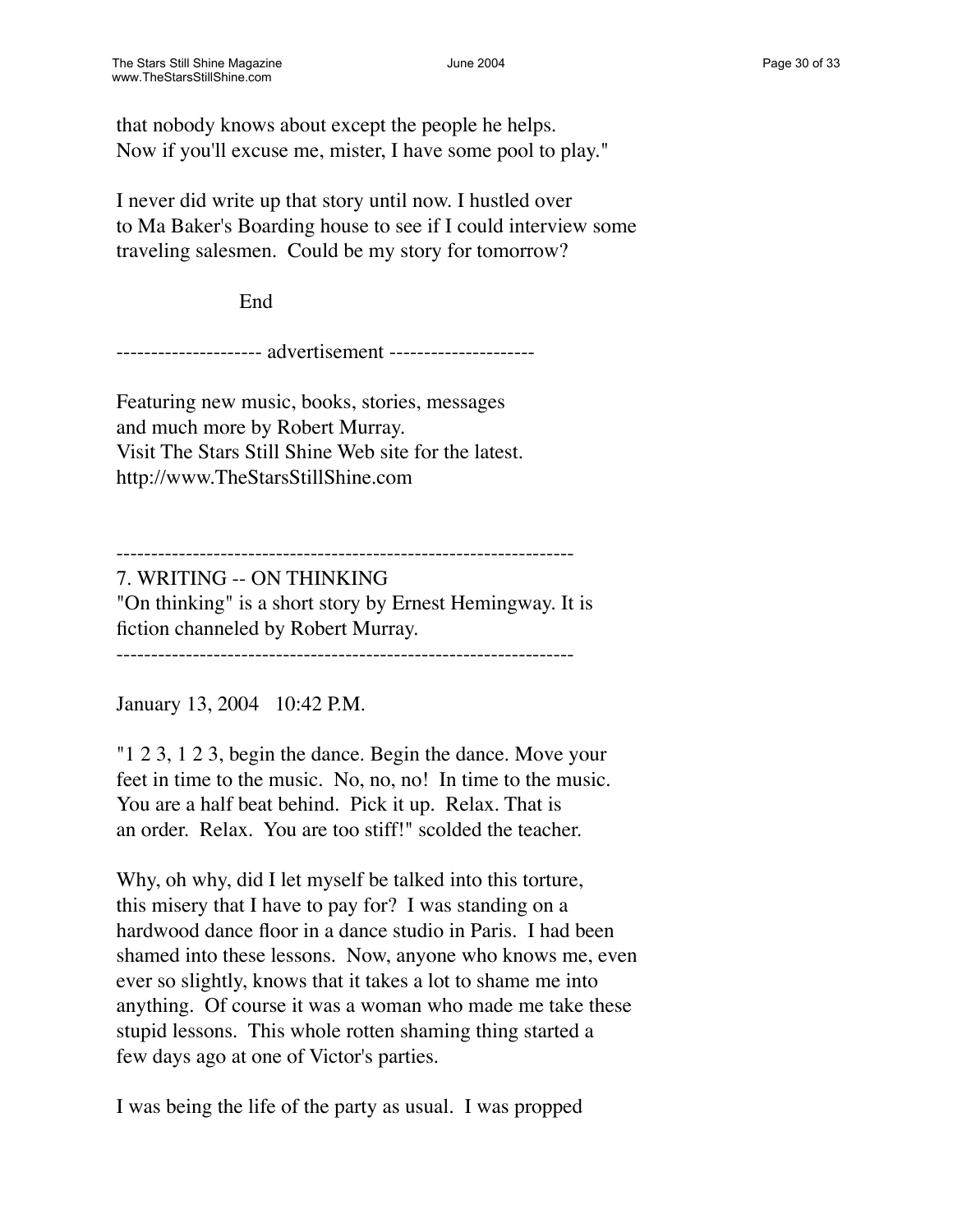that nobody knows about except the people he helps.
Now if you'll excuse me, mister, I have some pool to play."

I never did write up that story until now. I hustled over to Ma Baker's Boarding house to see if I could interview some traveling salesmen. Could be my story for tomorrow?

End

--------------------- advertisement ---------------------

Featuring new music, books, stories, messages and much more by Robert Murray.
Visit The Stars Still Shine Web site for the latest.
http://www.TheStarsStillShine.com

-------------------------------------------------------------------

## 7. WRITING -- ON THINKING

"On thinking" is a short story by Ernest Hemingway. It is fiction channeled by Robert Murray.

-------------------------------------------------------------------

January 13, 2004 10:42 P.M.

"1 2 3, 1 2 3, begin the dance. Begin the dance. Move your feet in time to the music. No, no, no! In time to the music. You are a half beat behind. Pick it up. Relax. That is an order. Relax. You are too stiff!" scolded the teacher.

Why, oh why, did I let myself be talked into this torture, this misery that I have to pay for? I was standing on a hardwood dance floor in a dance studio in Paris. I had been shamed into these lessons. Now, anyone who knows me, even ever so slightly, knows that it takes a lot to shame me into anything. Of course it was a woman who made me take these stupid lessons. This whole rotten shaming thing started a few days ago at one of Victor's parties.

I was being the life of the party as usual. I was propped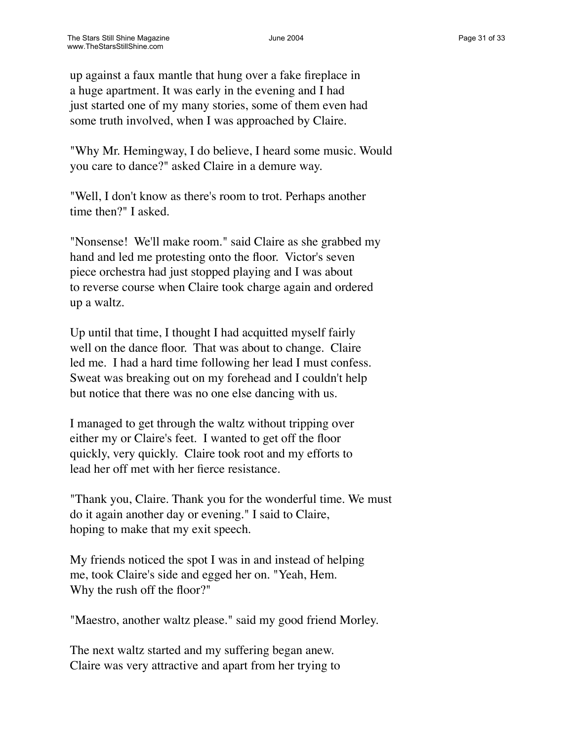up against a faux mantle that hung over a fake fireplace in a huge apartment. It was early in the evening and I had just started one of my many stories, some of them even had some truth involved, when I was approached by Claire.

"Why Mr. Hemingway, I do believe, I heard some music. Would you care to dance?" asked Claire in a demure way.

"Well, I don't know as there's room to trot. Perhaps another time then?" I asked.

"Nonsense! We'll make room." said Claire as she grabbed my hand and led me protesting onto the floor. Victor's seven piece orchestra had just stopped playing and I was about to reverse course when Claire took charge again and ordered up a waltz.

Up until that time, I thought I had acquitted myself fairly well on the dance floor. That was about to change. Claire led me. I had a hard time following her lead I must confess. Sweat was breaking out on my forehead and I couldn't help but notice that there was no one else dancing with us.

I managed to get through the waltz without tripping over either my or Claire's feet. I wanted to get off the floor quickly, very quickly. Claire took root and my efforts to lead her off met with her fierce resistance.

"Thank you, Claire. Thank you for the wonderful time. We must do it again another day or evening." I said to Claire, hoping to make that my exit speech.

My friends noticed the spot I was in and instead of helping me, took Claire's side and egged her on. "Yeah, Hem. Why the rush off the floor?"

"Maestro, another waltz please." said my good friend Morley.

The next waltz started and my suffering began anew. Claire was very attractive and apart from her trying to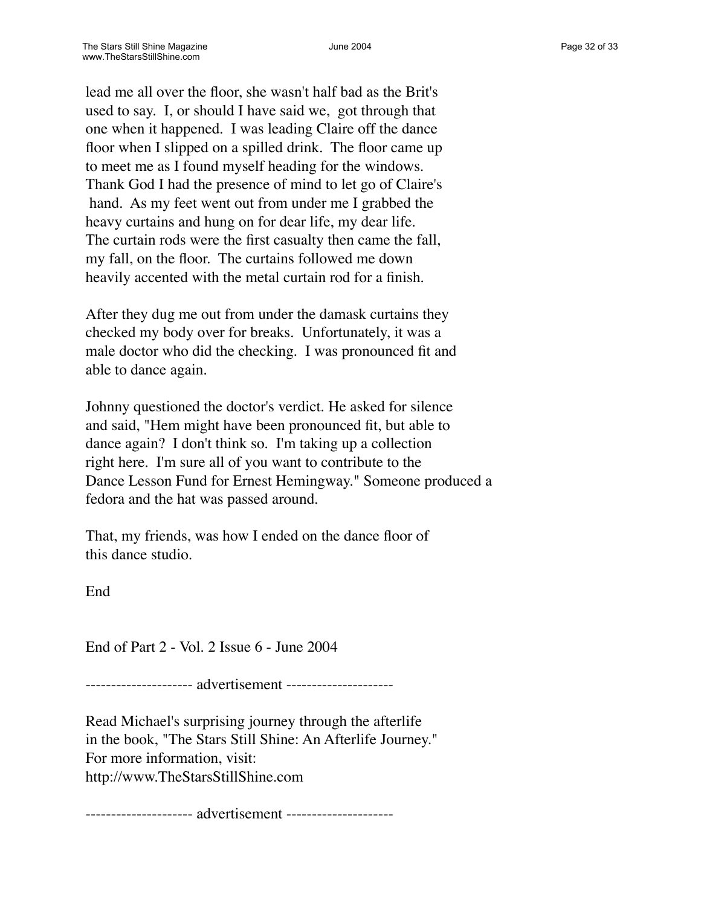lead me all over the floor, she wasn't half bad as the Brit's used to say. I, or should I have said we, got through that one when it happened. I was leading Claire off the dance floor when I slipped on a spilled drink. The floor came up to meet me as I found myself heading for the windows. Thank God I had the presence of mind to let go of Claire's hand. As my feet went out from under me I grabbed the heavy curtains and hung on for dear life, my dear life. The curtain rods were the first casualty then came the fall, my fall, on the floor. The curtains followed me down heavily accented with the metal curtain rod for a finish.

After they dug me out from under the damask curtains they checked my body over for breaks. Unfortunately, it was a male doctor who did the checking. I was pronounced fit and able to dance again.

Johnny questioned the doctor's verdict. He asked for silence and said, "Hem might have been pronounced fit, but able to dance again? I don't think so. I'm taking up a collection right here. I'm sure all of you want to contribute to the Dance Lesson Fund for Ernest Hemingway." Someone produced a fedora and the hat was passed around.

That, my friends, was how I ended on the dance floor of this dance studio.

End

End of Part 2 - Vol. 2 Issue 6 - June 2004

--------------------- advertisement ---------------------

Read Michael's surprising journey through the afterlife in the book, "The Stars Still Shine: An Afterlife Journey." For more information, visit: http://www.TheStarsStillShine.com

--------------------- advertisement ---------------------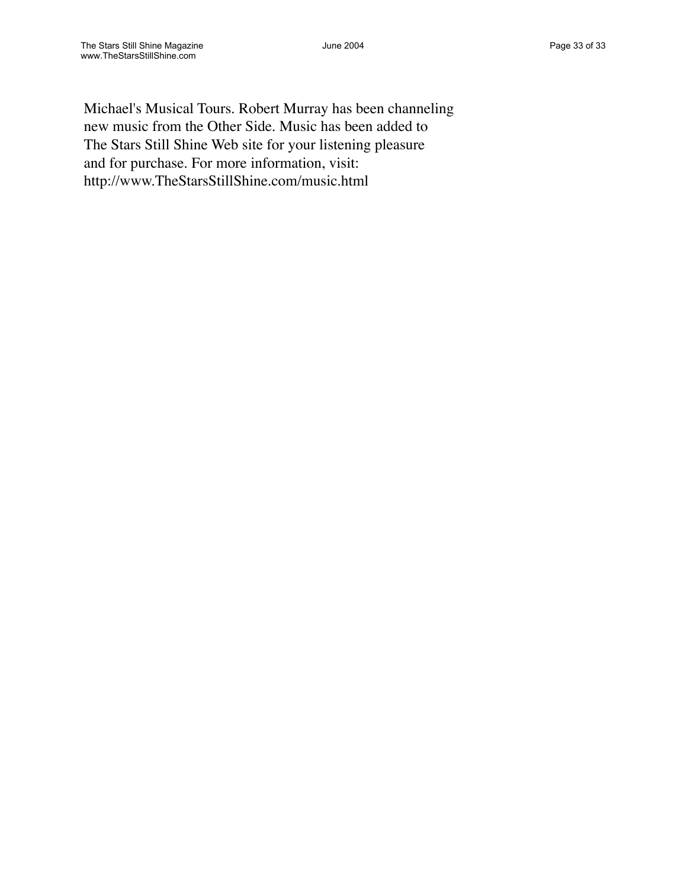Michael's Musical Tours. Robert Murray has been channeling new music from the Other Side. Music has been added to The Stars Still Shine Web site for your listening pleasure and for purchase. For more information, visit: http://www.TheStarsStillShine.com/music.html